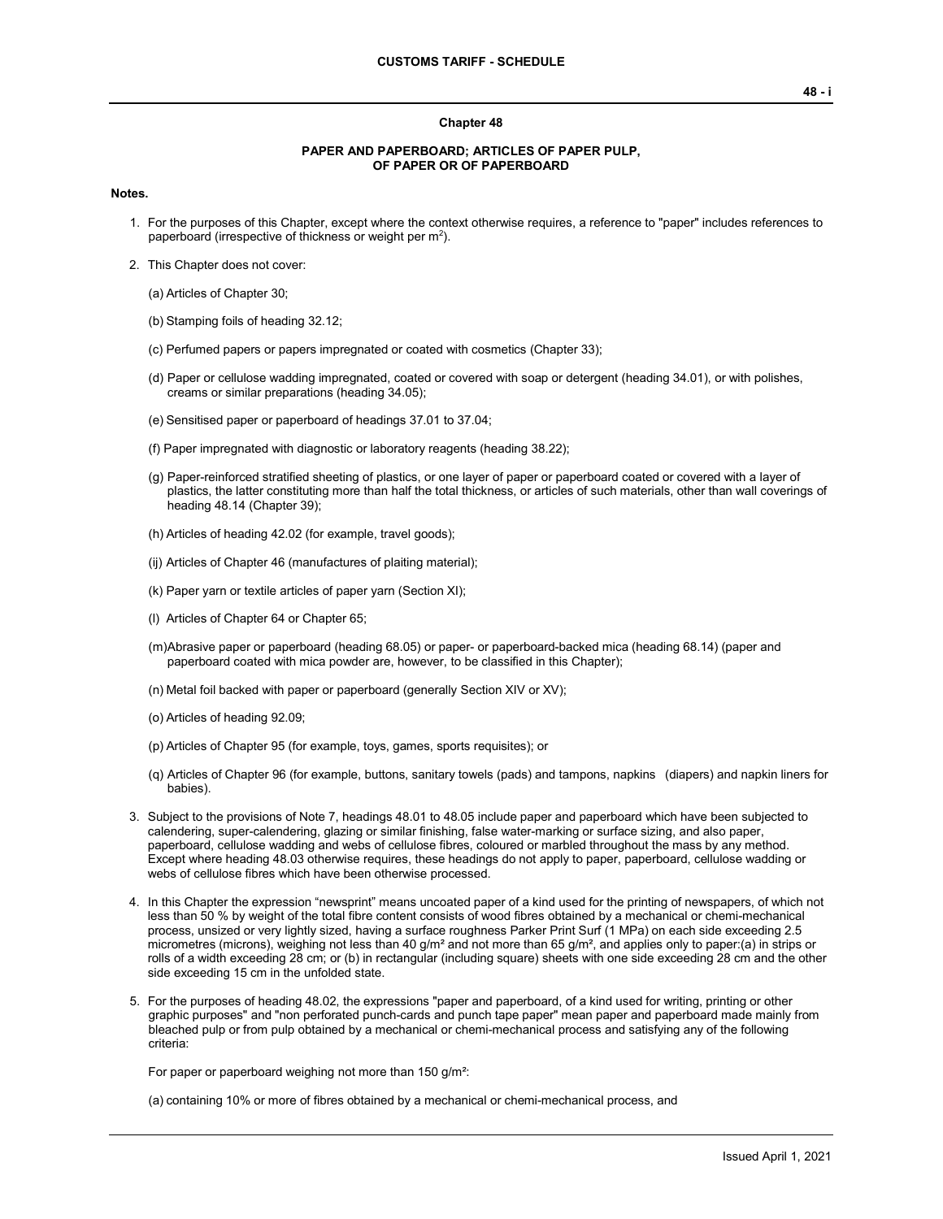# Chapter 48

## PAPER AND PAPERBOARD; ARTICLES OF PAPER PULP, OF PAPER OR OF PAPERBOARD

**Notes.**

1. For the purposes of this Chapter, except where the context otherwise requires, a reference to "paper" includes references to paperboard (irrespective of thickness or weight per $m^2$).

2. This Chapter does not cover:

   (a) Articles of Chapter 30;

   (b) Stamping foils of heading 32.12;

   (c) Perfumed papers or papers impregnated or coated with cosmetics (Chapter 33);

   (d) Paper or cellulose wadding impregnated, coated or covered with soap or detergent (heading 34.01), or with polishes, creams or similar preparations (heading 34.05);

   (e) Sensitised paper or paperboard of headings 37.01 to 37.04;

   (f) Paper impregnated with diagnostic or laboratory reagents (heading 38.22);

   (g) Paper-reinforced stratified sheeting of plastics, or one layer of paper or paperboard coated or covered with a layer of plastics, the latter constituting more than half the total thickness, or articles of such materials, other than wall coverings of heading 48.14 (Chapter 39);

   (h) Articles of heading 42.02 (for example, travel goods);

   (ij) Articles of Chapter 46 (manufactures of plaiting material);

   (k) Paper yarn or textile articles of paper yarn (Section XI);

   (l) Articles of Chapter 64 or Chapter 65;

   (m) Abrasive paper or paperboard (heading 68.05) or paper- or paperboard-backed mica (heading 68.14) (paper and paperboard coated with mica powder are, however, to be classified in this Chapter);

   (n) Metal foil backed with paper or paperboard (generally Section XIV or XV);

   (o) Articles of heading 92.09;

   (p) Articles of Chapter 95 (for example, toys, games, sports requisites); or

   (q) Articles of Chapter 96 (for example, buttons, sanitary towels (pads) and tampons, napkins (diapers) and napkin liners for babies).

3. Subject to the provisions of Note 7, headings 48.01 to 48.05 include paper and paperboard which have been subjected to calendering, super-calendering, glazing or similar finishing, false water-marking or surface sizing, and also paper, paperboard, cellulose wadding and webs of cellulose fibres, coloured or marbled throughout the mass by any method. Except where heading 48.03 otherwise requires, these headings do not apply to paper, paperboard, cellulose wadding or webs of cellulose fibres which have been otherwise processed.

4. In this Chapter the expression "newsprint" means uncoated paper of a kind used for the printing of newspapers, of which not less than 50 % by weight of the total fibre content consists of wood fibres obtained by a mechanical or chemi-mechanical process, unsized or very lightly sized, having a surface roughness Parker Print Surf (1 MPa) on each side exceeding 2.5 micrometres (microns), weighing not less than 40 g/m² and not more than 65 g/m², and applies only to paper:(a) in strips or rolls of a width exceeding 28 cm; or (b) in rectangular (including square) sheets with one side exceeding 28 cm and the other side exceeding 15 cm in the unfolded state.

5. For the purposes of heading 48.02, the expressions "paper and paperboard, of a kind used for writing, printing or other graphic purposes" and "non perforated punch-cards and punch tape paper" mean paper and paperboard made mainly from bleached pulp or from pulp obtained by a mechanical or chemi-mechanical process and satisfying any of the following criteria:

   For paper or paperboard weighing not more than 150 g/m²:

   (a) containing 10% or more of fibres obtained by a mechanical or chemi-mechanical process, and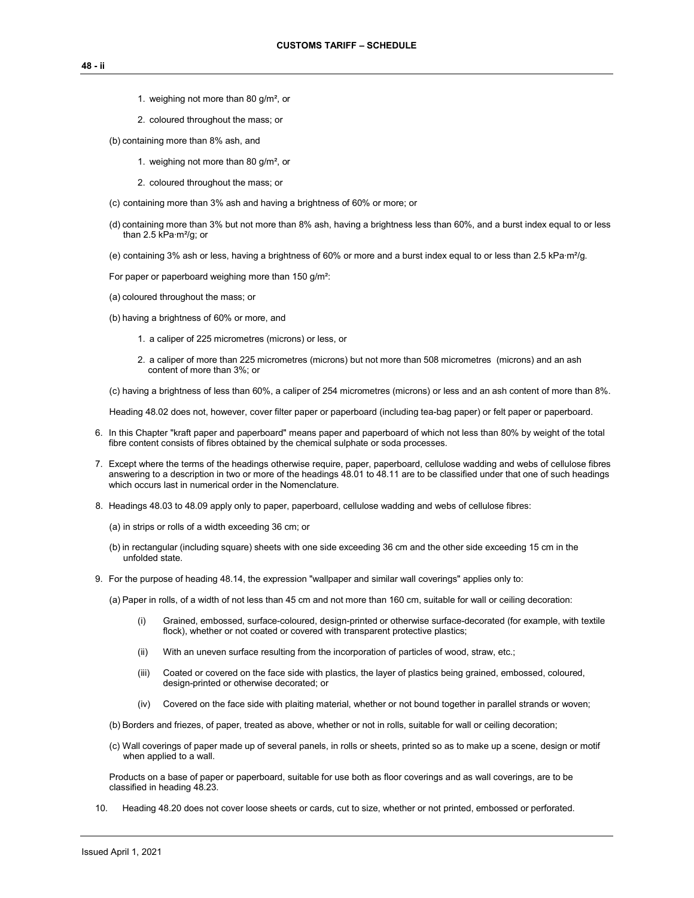1. weighing not more than 80 g/m², or

2. coloured throughout the mass; or

(b) containing more than 8% ash, and

1. weighing not more than 80 g/m², or

2. coloured throughout the mass; or

(c) containing more than 3% ash and having a brightness of 60% or more; or

(d) containing more than 3% but not more than 8% ash, having a brightness less than 60%, and a burst index equal to or less than 2.5 kPa·m²/g; or

(e) containing 3% ash or less, having a brightness of 60% or more and a burst index equal to or less than 2.5 kPa·m²/g.

For paper or paperboard weighing more than 150 g/m²:

(a) coloured throughout the mass; or

(b) having a brightness of 60% or more, and

1. a caliper of 225 micrometres (microns) or less, or

2. a caliper of more than 225 micrometres (microns) but not more than 508 micrometres (microns) and an ash content of more than 3%; or

(c) having a brightness of less than 60%, a caliper of 254 micrometres (microns) or less and an ash content of more than 8%.

Heading 48.02 does not, however, cover filter paper or paperboard (including tea-bag paper) or felt paper or paperboard.

6. In this Chapter "kraft paper and paperboard" means paper and paperboard of which not less than 80% by weight of the total fibre content consists of fibres obtained by the chemical sulphate or soda processes.

7. Except where the terms of the headings otherwise require, paper, paperboard, cellulose wadding and webs of cellulose fibres answering to a description in two or more of the headings 48.01 to 48.11 are to be classified under that one of such headings which occurs last in numerical order in the Nomenclature.

8. Headings 48.03 to 48.09 apply only to paper, paperboard, cellulose wadding and webs of cellulose fibres:

(a) in strips or rolls of a width exceeding 36 cm; or

(b) in rectangular (including square) sheets with one side exceeding 36 cm and the other side exceeding 15 cm in the unfolded state.

9. For the purpose of heading 48.14, the expression "wallpaper and similar wall coverings" applies only to:

(a) Paper in rolls, of a width of not less than 45 cm and not more than 160 cm, suitable for wall or ceiling decoration:

(i) Grained, embossed, surface-coloured, design-printed or otherwise surface-decorated (for example, with textile flock), whether or not coated or covered with transparent protective plastics;

(ii) With an uneven surface resulting from the incorporation of particles of wood, straw, etc.;

(iii) Coated or covered on the face side with plastics, the layer of plastics being grained, embossed, coloured, design-printed or otherwise decorated; or

(iv) Covered on the face side with plaiting material, whether or not bound together in parallel strands or woven;

(b) Borders and friezes, of paper, treated as above, whether or not in rolls, suitable for wall or ceiling decoration;

(c) Wall coverings of paper made up of several panels, in rolls or sheets, printed so as to make up a scene, design or motif when applied to a wall.

Products on a base of paper or paperboard, suitable for use both as floor coverings and as wall coverings, are to be classified in heading 48.23.

10. Heading 48.20 does not cover loose sheets or cards, cut to size, whether or not printed, embossed or perforated.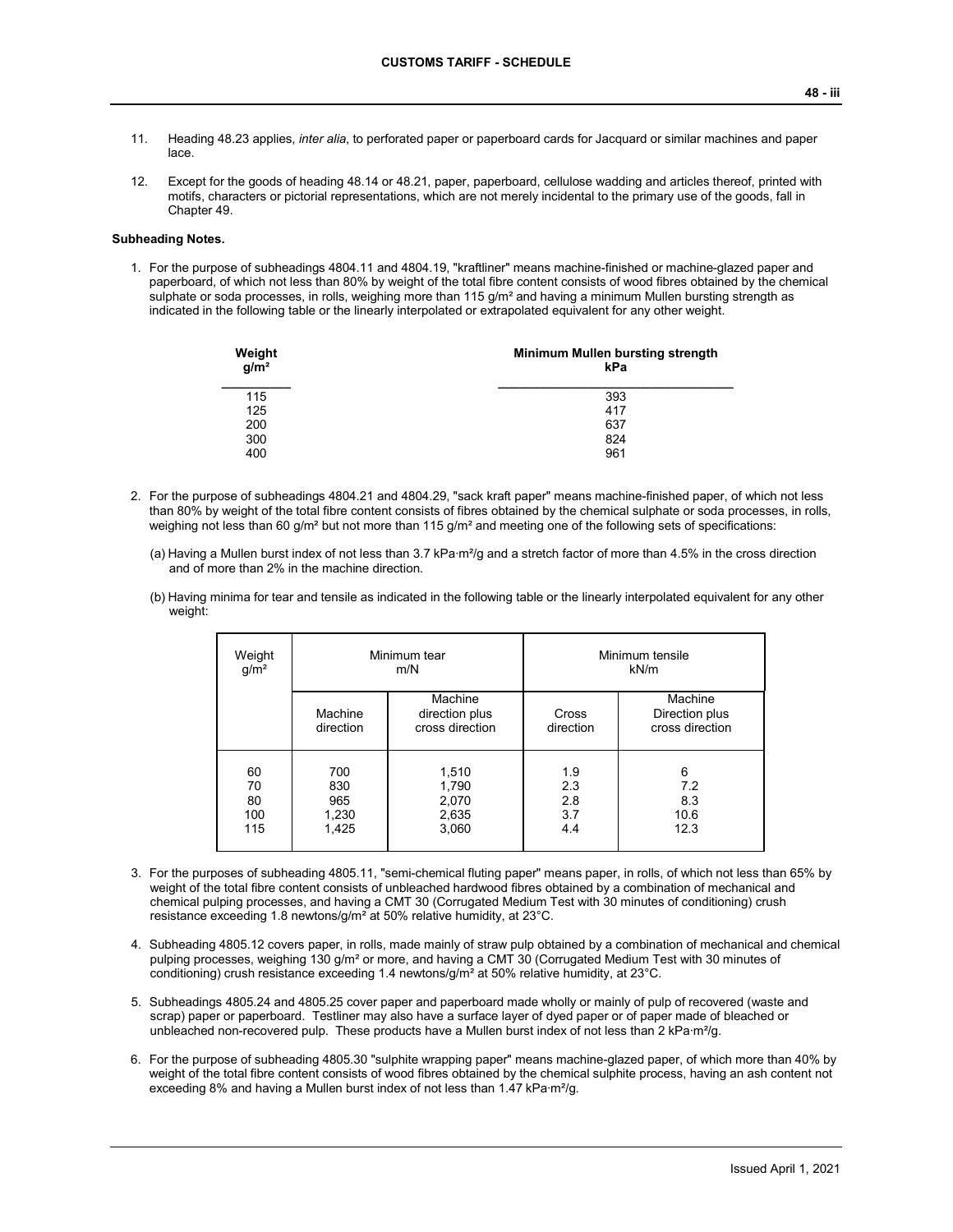11. Heading 48.23 applies, *inter alia*, to perforated paper or paperboard cards for Jacquard or similar machines and paper lace.

12. Except for the goods of heading 48.14 or 48.21, paper, paperboard, cellulose wadding and articles thereof, printed with motifs, characters or pictorial representations, which are not merely incidental to the primary use of the goods, fall in Chapter 49.

**Subheading Notes.**

1. For the purpose of subheadings 4804.11 and 4804.19, "kraftliner" means machine-finished or machine-glazed paper and paperboard, of which not less than 80% by weight of the total fibre content consists of wood fibres obtained by the chemical sulphate or soda processes, in rolls, weighing more than 115 g/m² and having a minimum Mullen bursting strength as indicated in the following table or the linearly interpolated or extrapolated equivalent for any other weight.

| Weight g/m² | Minimum Mullen bursting strength kPa |
|---|---|
| 115 | 393 |
| 125 | 417 |
| 200 | 637 |
| 300 | 824 |
| 400 | 961 |

2. For the purpose of subheadings 4804.21 and 4804.29, "sack kraft paper" means machine-finished paper, of which not less than 80% by weight of the total fibre content consists of fibres obtained by the chemical sulphate or soda processes, in rolls, weighing not less than 60 g/m² but not more than 115 g/m² and meeting one of the following sets of specifications:

   (a) Having a Mullen burst index of not less than 3.7 kPa·m²/g and a stretch factor of more than 4.5% in the cross direction and of more than 2% in the machine direction.

   (b) Having minima for tear and tensile as indicated in the following table or the linearly interpolated equivalent for any other weight:

| Weight g/m² | Minimum tear m/N | | Minimum tensile kN/m | |
|---|---|---|---|---|
| | Machine direction | Machine direction plus cross direction | Cross direction | Machine Direction plus cross direction |
| 60 | 700 | 1,510 | 1.9 | 6 |
| 70 | 830 | 1,790 | 2.3 | 7.2 |
| 80 | 965 | 2,070 | 2.8 | 8.3 |
| 100 | 1,230 | 2,635 | 3.7 | 10.6 |
| 115 | 1,425 | 3,060 | 4.4 | 12.3 |

3. For the purposes of subheading 4805.11, "semi-chemical fluting paper" means paper, in rolls, of which not less than 65% by weight of the total fibre content consists of unbleached hardwood fibres obtained by a combination of mechanical and chemical pulping processes, and having a CMT 30 (Corrugated Medium Test with 30 minutes of conditioning) crush resistance exceeding 1.8 newtons/g/m² at 50% relative humidity, at 23°C.

4. Subheading 4805.12 covers paper, in rolls, made mainly of straw pulp obtained by a combination of mechanical and chemical pulping processes, weighing 130 g/m² or more, and having a CMT 30 (Corrugated Medium Test with 30 minutes of conditioning) crush resistance exceeding 1.4 newtons/g/m² at 50% relative humidity, at 23°C.

5. Subheadings 4805.24 and 4805.25 cover paper and paperboard made wholly or mainly of pulp of recovered (waste and scrap) paper or paperboard. Testliner may also have a surface layer of dyed paper or of paper made of bleached or unbleached non-recovered pulp. These products have a Mullen burst index of not less than 2 kPa·m²/g.

6. For the purpose of subheading 4805.30 "sulphite wrapping paper" means machine-glazed paper, of which more than 40% by weight of the total fibre content consists of wood fibres obtained by the chemical sulphite process, having an ash content not exceeding 8% and having a Mullen burst index of not less than 1.47 kPa·m²/g.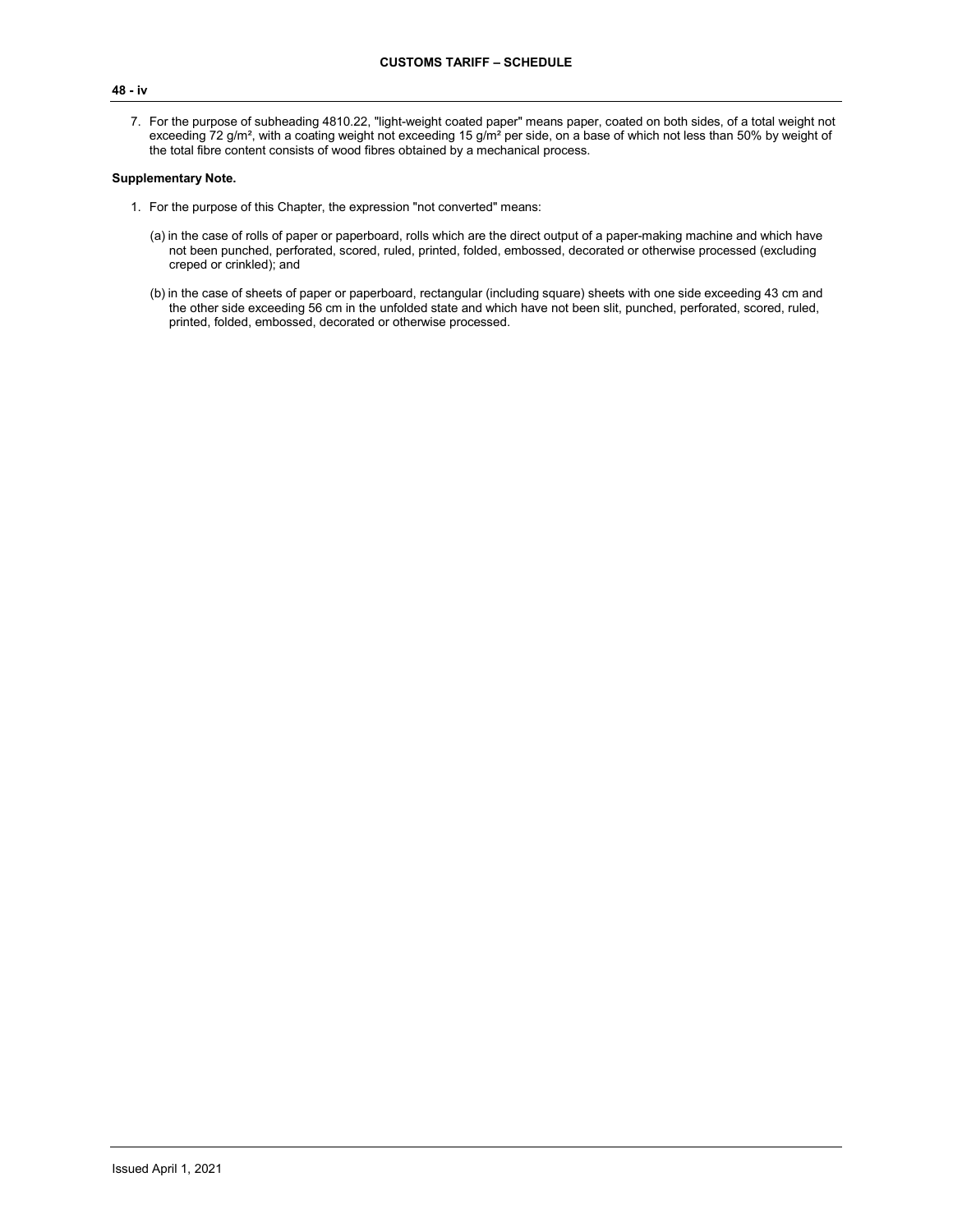7. For the purpose of subheading 4810.22, "light-weight coated paper" means paper, coated on both sides, of a total weight not exceeding 72 g/m², with a coating weight not exceeding 15 g/m² per side, on a base of which not less than 50% by weight of the total fibre content consists of wood fibres obtained by a mechanical process.

**Supplementary Note.**

1. For the purpose of this Chapter, the expression "not converted" means:

   (a) in the case of rolls of paper or paperboard, rolls which are the direct output of a paper-making machine and which have not been punched, perforated, scored, ruled, printed, folded, embossed, decorated or otherwise processed (excluding creped or crinkled); and

   (b) in the case of sheets of paper or paperboard, rectangular (including square) sheets with one side exceeding 43 cm and the other side exceeding 56 cm in the unfolded state and which have not been slit, punched, perforated, scored, ruled, printed, folded, embossed, decorated or otherwise processed.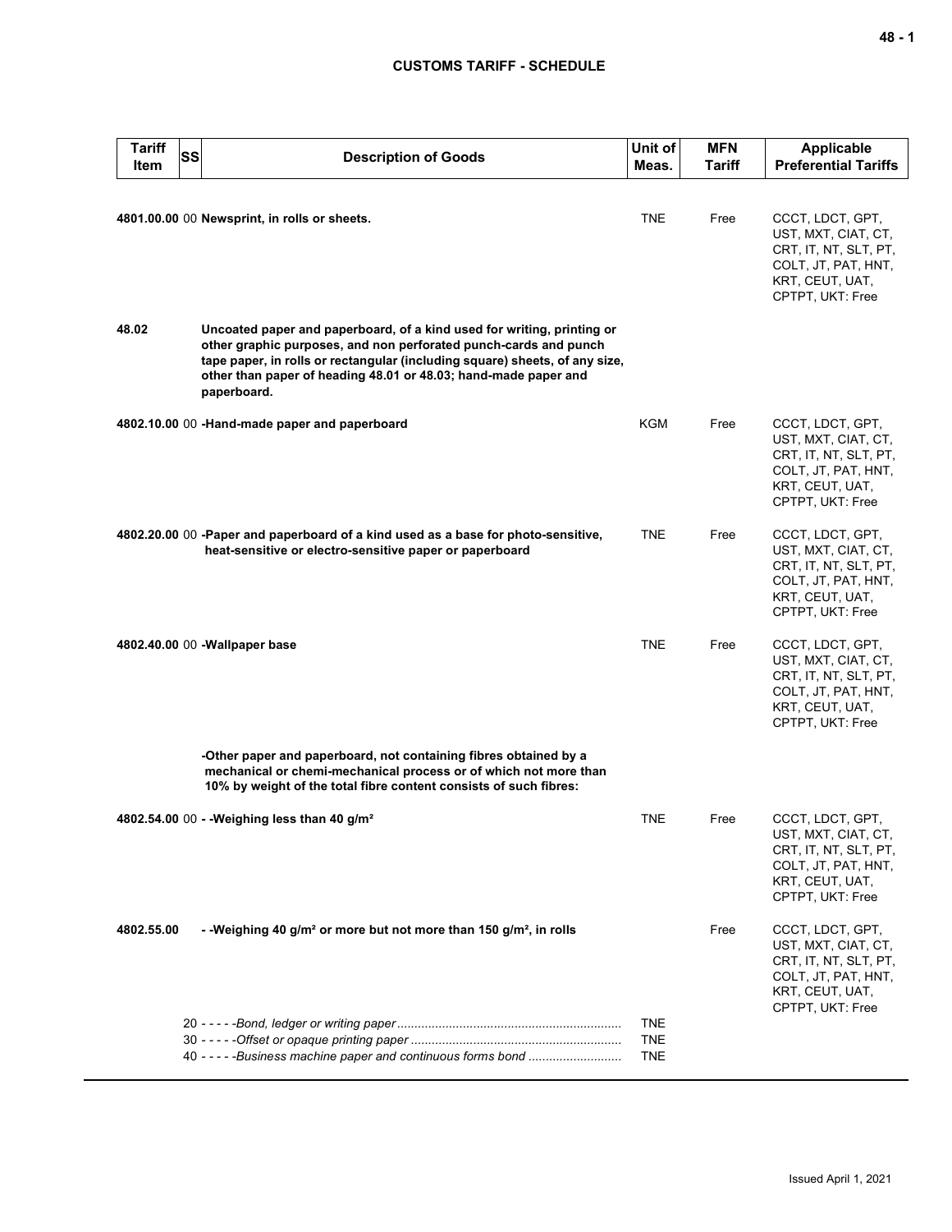| Tariff Item | SS | Description of Goods | Unit of Meas. | MFN Tariff | Applicable Preferential Tariffs |
|---|---|---|---|---|---|
| 4801.00.00 | 00 | **Newsprint, in rolls or sheets.** | TNE | Free | CCCT, LDCT, GPT, UST, MXT, CIAT, CT, CRT, IT, NT, SLT, PT, COLT, JT, PAT, HNT, KRT, CEUT, UAT, CPTPT, UKT: Free |
| 48.02 | | **Uncoated paper and paperboard, of a kind used for writing, printing or other graphic purposes, and non perforated punch-cards and punch tape paper, in rolls or rectangular (including square) sheets, of any size, other than paper of heading 48.01 or 48.03; hand-made paper and paperboard.** | | | |
| 4802.10.00 | 00 | **-Hand-made paper and paperboard** | KGM | Free | CCCT, LDCT, GPT, UST, MXT, CIAT, CT, CRT, IT, NT, SLT, PT, COLT, JT, PAT, HNT, KRT, CEUT, UAT, CPTPT, UKT: Free |
| 4802.20.00 | 00 | **-Paper and paperboard of a kind used as a base for photo-sensitive, heat-sensitive or electro-sensitive paper or paperboard** | TNE | Free | CCCT, LDCT, GPT, UST, MXT, CIAT, CT, CRT, IT, NT, SLT, PT, COLT, JT, PAT, HNT, KRT, CEUT, UAT, CPTPT, UKT: Free |
| 4802.40.00 | 00 | **-Wallpaper base** | TNE | Free | CCCT, LDCT, GPT, UST, MXT, CIAT, CT, CRT, IT, NT, SLT, PT, COLT, JT, PAT, HNT, KRT, CEUT, UAT, CPTPT, UKT: Free |
| | | **-Other paper and paperboard, not containing fibres obtained by a mechanical or chemi-mechanical process or of which not more than 10% by weight of the total fibre content consists of such fibres:** | | | |
| 4802.54.00 | 00 | **- -Weighing less than 40 g/m²** | TNE | Free | CCCT, LDCT, GPT, UST, MXT, CIAT, CT, CRT, IT, NT, SLT, PT, COLT, JT, PAT, HNT, KRT, CEUT, UAT, CPTPT, UKT: Free |
| 4802.55.00 | | **- -Weighing 40 g/m² or more but not more than 150 g/m², in rolls** | | Free | CCCT, LDCT, GPT, UST, MXT, CIAT, CT, CRT, IT, NT, SLT, PT, COLT, JT, PAT, HNT, KRT, CEUT, UAT, CPTPT, UKT: Free |
| | 20 | - - - - -*Bond, ledger or writing paper* | TNE | | |
| | 30 | - - - - -*Offset or opaque printing paper* | TNE | | |
| | 40 | - - - - -*Business machine paper and continuous forms bond* | TNE | | |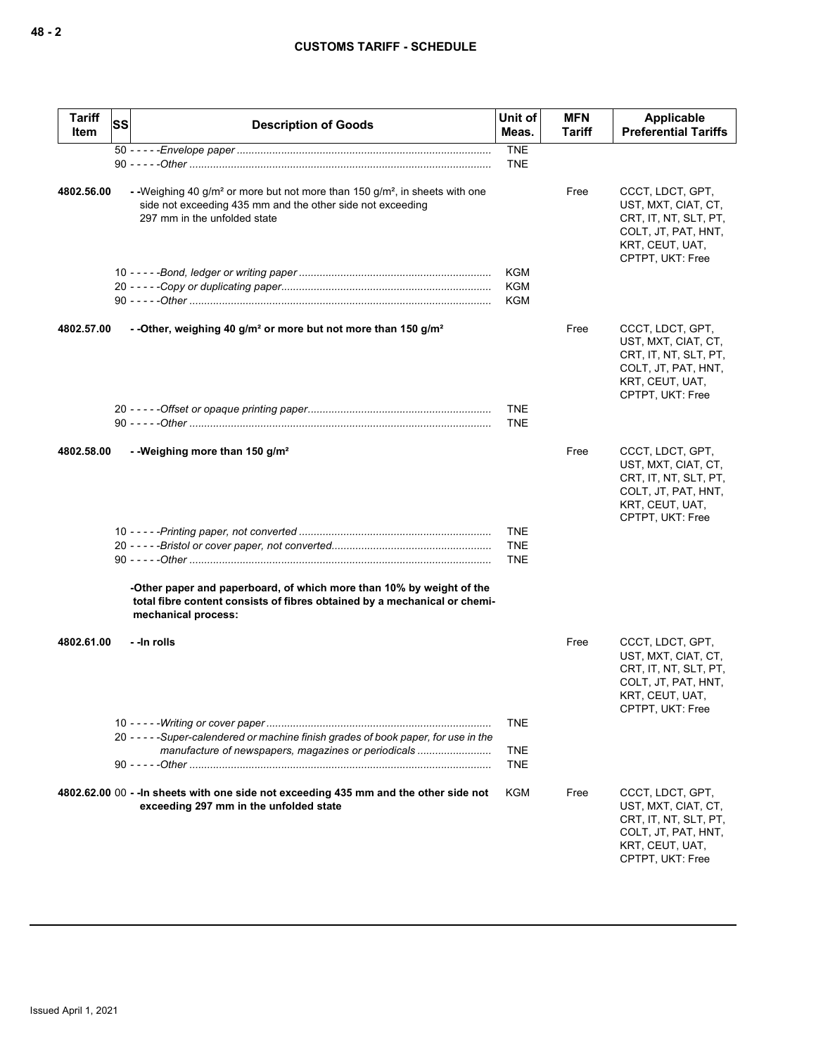| Tariff Item | SS | Description of Goods | Unit of Meas. | MFN Tariff | Applicable Preferential Tariffs |
|---|---|---|---|---|---|
| | 50 | - - - - -*Envelope paper* | TNE | | |
| | 90 | - - - - -*Other* | TNE | | |
| 4802.56.00 | | - -Weighing 40 g/m² or more but not more than 150 g/m², in sheets with one side not exceeding 435 mm and the other side not exceeding 297 mm in the unfolded state | | Free | CCCT, LDCT, GPT, UST, MXT, CIAT, CT, CRT, IT, NT, SLT, PT, COLT, JT, PAT, HNT, KRT, CEUT, UAT, CPTPT, UKT: Free |
| | 10 | - - - - -*Bond, ledger or writing paper* | KGM | | |
| | 20 | - - - - -*Copy or duplicating paper* | KGM | | |
| | 90 | - - - - -*Other* | KGM | | |
| 4802.57.00 | | **- -Other, weighing 40 g/m² or more but not more than 150 g/m²** | | Free | CCCT, LDCT, GPT, UST, MXT, CIAT, CT, CRT, IT, NT, SLT, PT, COLT, JT, PAT, HNT, KRT, CEUT, UAT, CPTPT, UKT: Free |
| | 20 | - - - - -*Offset or opaque printing paper* | TNE | | |
| | 90 | - - - - -*Other* | TNE | | |
| 4802.58.00 | | **- -Weighing more than 150 g/m²** | | Free | CCCT, LDCT, GPT, UST, MXT, CIAT, CT, CRT, IT, NT, SLT, PT, COLT, JT, PAT, HNT, KRT, CEUT, UAT, CPTPT, UKT: Free |
| | 10 | - - - - -*Printing paper, not converted* | TNE | | |
| | 20 | - - - - -*Bristol or cover paper, not converted* | TNE | | |
| | 90 | - - - - -*Other* | TNE | | |
| | | **-Other paper and paperboard, of which more than 10% by weight of the total fibre content consists of fibres obtained by a mechanical or chemi-mechanical process:** | | | |
| 4802.61.00 | | **- -In rolls** | | Free | CCCT, LDCT, GPT, UST, MXT, CIAT, CT, CRT, IT, NT, SLT, PT, COLT, JT, PAT, HNT, KRT, CEUT, UAT, CPTPT, UKT: Free |
| | 10 | - - - - -*Writing or cover paper* | TNE | | |
| | 20 | - - - - -*Super-calendered or machine finish grades of book paper, for use in the manufacture of newspapers, magazines or periodicals* | TNE | | |
| | 90 | - - - - -*Other* | TNE | | |
| 4802.62.00 | 00 | **- -In sheets with one side not exceeding 435 mm and the other side not exceeding 297 mm in the unfolded state** | KGM | Free | CCCT, LDCT, GPT, UST, MXT, CIAT, CT, CRT, IT, NT, SLT, PT, COLT, JT, PAT, HNT, KRT, CEUT, UAT, CPTPT, UKT: Free |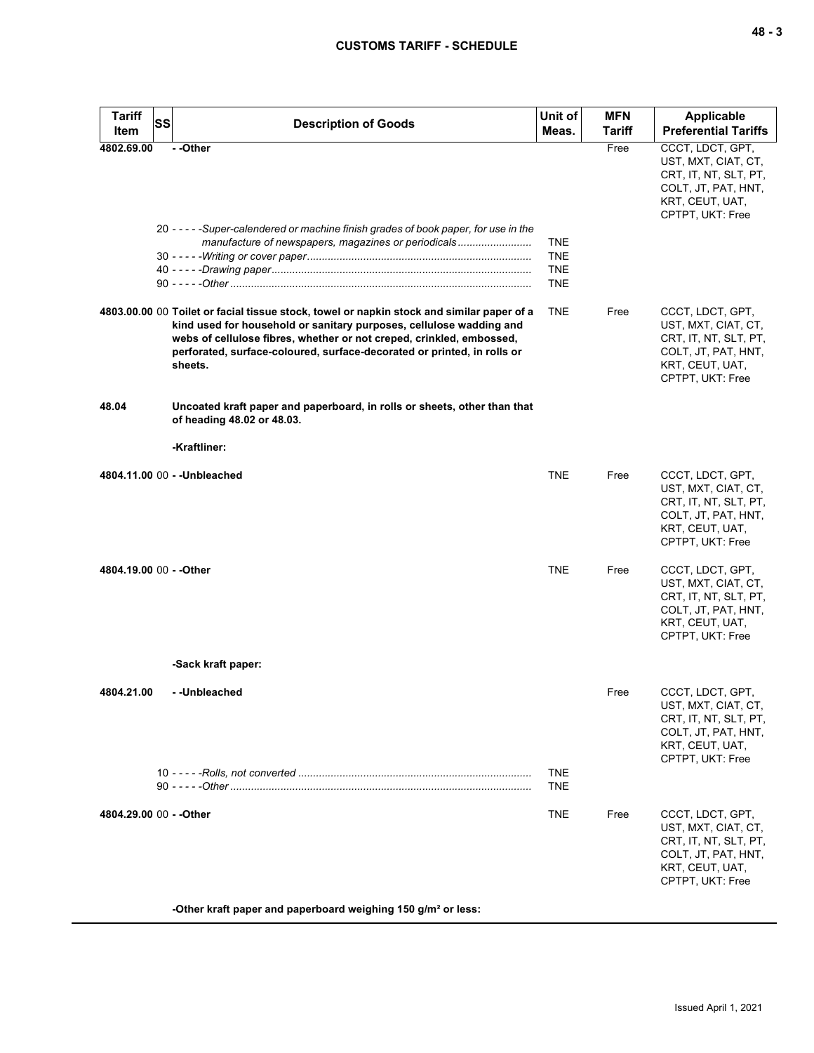| Tariff Item | SS | Description of Goods | Unit of Meas. | MFN Tariff | Applicable Preferential Tariffs |
|---|---|---|---|---|---|
| 4802.69.00 | | - -Other | | Free | CCCT, LDCT, GPT, UST, MXT, CIAT, CT, CRT, IT, NT, SLT, PT, COLT, JT, PAT, HNT, KRT, CEUT, UAT, CPTPT, UKT: Free |
| | 20 | - - - - -*Super-calendered or machine finish grades of book paper, for use in the manufacture of newspapers, magazines or periodicals* | TNE | | |
| | 30 | - - - - -*Writing or cover paper* | TNE | | |
| | 40 | - - - - -*Drawing paper* | TNE | | |
| | 90 | - - - - -*Other* | TNE | | |
| 4803.00.00 | 00 | **Toilet or facial tissue stock, towel or napkin stock and similar paper of a kind used for household or sanitary purposes, cellulose wadding and webs of cellulose fibres, whether or not creped, crinkled, embossed, perforated, surface-coloured, surface-decorated or printed, in rolls or sheets.** | TNE | Free | CCCT, LDCT, GPT, UST, MXT, CIAT, CT, CRT, IT, NT, SLT, PT, COLT, JT, PAT, HNT, KRT, CEUT, UAT, CPTPT, UKT: Free |
| 48.04 | | **Uncoated kraft paper and paperboard, in rolls or sheets, other than that of heading 48.02 or 48.03.** | | | |
| | | **-Kraftliner:** | | | |
| 4804.11.00 | 00 | - -Unbleached | TNE | Free | CCCT, LDCT, GPT, UST, MXT, CIAT, CT, CRT, IT, NT, SLT, PT, COLT, JT, PAT, HNT, KRT, CEUT, UAT, CPTPT, UKT: Free |
| 4804.19.00 | 00 | - -Other | TNE | Free | CCCT, LDCT, GPT, UST, MXT, CIAT, CT, CRT, IT, NT, SLT, PT, COLT, JT, PAT, HNT, KRT, CEUT, UAT, CPTPT, UKT: Free |
| | | **-Sack kraft paper:** | | | |
| 4804.21.00 | | - -Unbleached | | Free | CCCT, LDCT, GPT, UST, MXT, CIAT, CT, CRT, IT, NT, SLT, PT, COLT, JT, PAT, HNT, KRT, CEUT, UAT, CPTPT, UKT: Free |
| | 10 | - - - - -*Rolls, not converted* | TNE | | |
| | 90 | - - - - -*Other* | TNE | | |
| 4804.29.00 | 00 | - -Other | TNE | Free | CCCT, LDCT, GPT, UST, MXT, CIAT, CT, CRT, IT, NT, SLT, PT, COLT, JT, PAT, HNT, KRT, CEUT, UAT, CPTPT, UKT: Free |
| | | **-Other kraft paper and paperboard weighing 150 g/m² or less:** | | | |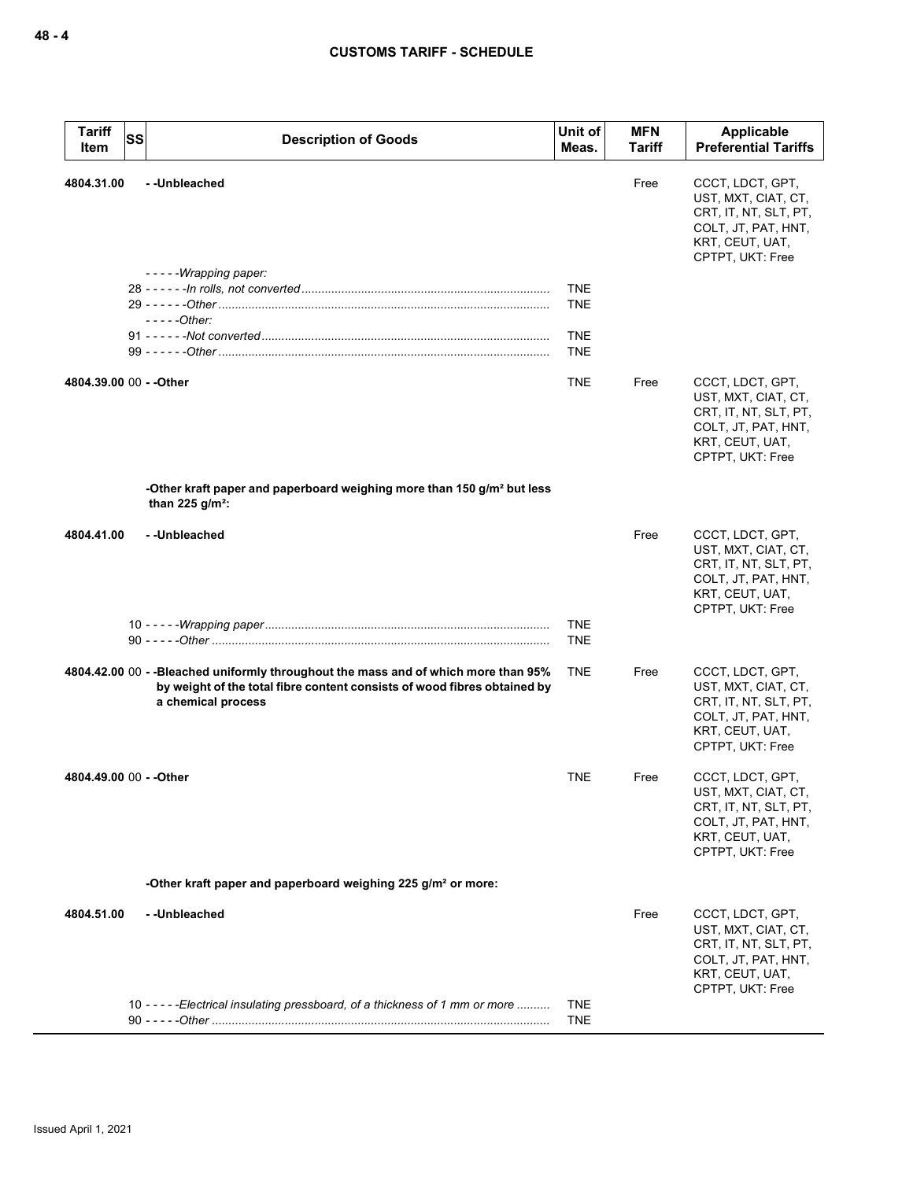| Tariff Item | SS | Description of Goods | Unit of Meas. | MFN Tariff | Applicable Preferential Tariffs |
|---|---|---|---|---|---|
| 4804.31.00 | | - -Unbleached | | Free | CCCT, LDCT, GPT, UST, MXT, CIAT, CT, CRT, IT, NT, SLT, PT, COLT, JT, PAT, HNT, KRT, CEUT, UAT, CPTPT, UKT: Free |
| | | - - - - -*Wrapping paper:* | | | |
| | 28 | - - - - - -*In rolls, not converted* | TNE | | |
| | 29 | - - - - - -*Other* | TNE | | |
| | | - - - - -*Other:* | | | |
| | 91 | - - - - - -*Not converted* | TNE | | |
| | 99 | - - - - - -*Other* | TNE | | |
| 4804.39.00 | 00 | - -Other | TNE | Free | CCCT, LDCT, GPT, UST, MXT, CIAT, CT, CRT, IT, NT, SLT, PT, COLT, JT, PAT, HNT, KRT, CEUT, UAT, CPTPT, UKT: Free |
| | | -Other kraft paper and paperboard weighing more than 150 g/m² but less than 225 g/m²: | | | |
| 4804.41.00 | | - -Unbleached | | Free | CCCT, LDCT, GPT, UST, MXT, CIAT, CT, CRT, IT, NT, SLT, PT, COLT, JT, PAT, HNT, KRT, CEUT, UAT, CPTPT, UKT: Free |
| | 10 | - - - - -*Wrapping paper* | TNE | | |
| | 90 | - - - - -*Other* | TNE | | |
| 4804.42.00 | 00 | - -Bleached uniformly throughout the mass and of which more than 95% by weight of the total fibre content consists of wood fibres obtained by a chemical process | TNE | Free | CCCT, LDCT, GPT, UST, MXT, CIAT, CT, CRT, IT, NT, SLT, PT, COLT, JT, PAT, HNT, KRT, CEUT, UAT, CPTPT, UKT: Free |
| 4804.49.00 | 00 | - -Other | TNE | Free | CCCT, LDCT, GPT, UST, MXT, CIAT, CT, CRT, IT, NT, SLT, PT, COLT, JT, PAT, HNT, KRT, CEUT, UAT, CPTPT, UKT: Free |
| | | -Other kraft paper and paperboard weighing 225 g/m² or more: | | | |
| 4804.51.00 | | - -Unbleached | | Free | CCCT, LDCT, GPT, UST, MXT, CIAT, CT, CRT, IT, NT, SLT, PT, COLT, JT, PAT, HNT, KRT, CEUT, UAT, CPTPT, UKT: Free |
| | 10 | - - - - -*Electrical insulating pressboard, of a thickness of 1 mm or more* | TNE | | |
| | 90 | - - - - -*Other* | TNE | | |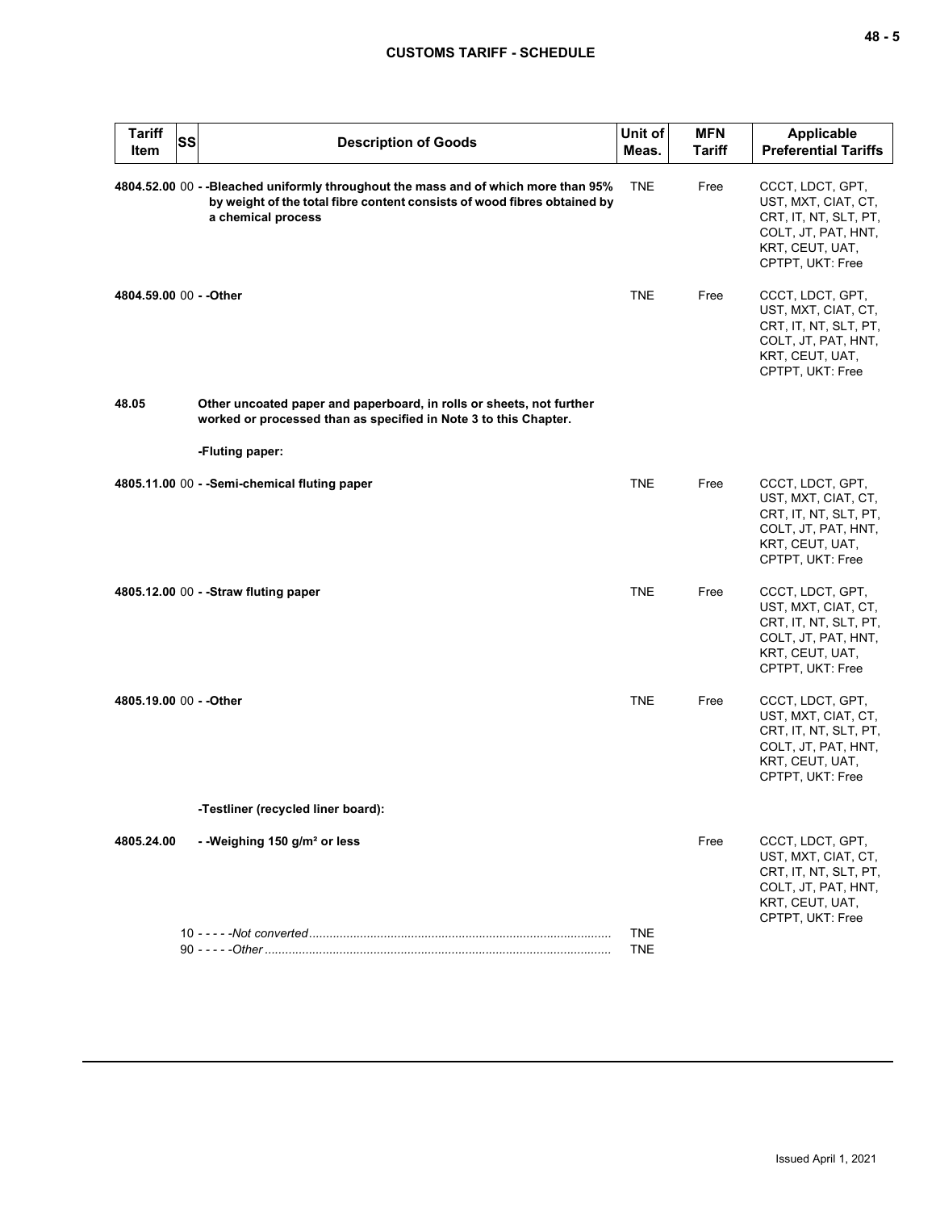| Tariff Item | SS | Description of Goods | Unit of Meas. | MFN Tariff | Applicable Preferential Tariffs |
|---|---|---|---|---|---|
| **4804.52.00** | 00 | **- -Bleached uniformly throughout the mass and of which more than 95% by weight of the total fibre content consists of wood fibres obtained by a chemical process** | TNE | Free | CCCT, LDCT, GPT, UST, MXT, CIAT, CT, CRT, IT, NT, SLT, PT, COLT, JT, PAT, HNT, KRT, CEUT, UAT, CPTPT, UKT: Free |
| **4804.59.00** | 00 | **- -Other** | TNE | Free | CCCT, LDCT, GPT, UST, MXT, CIAT, CT, CRT, IT, NT, SLT, PT, COLT, JT, PAT, HNT, KRT, CEUT, UAT, CPTPT, UKT: Free |
| **48.05** | | **Other uncoated paper and paperboard, in rolls or sheets, not further worked or processed than as specified in Note 3 to this Chapter.** | | | |
| | | **-Fluting paper:** | | | |
| **4805.11.00** | 00 | **- -Semi-chemical fluting paper** | TNE | Free | CCCT, LDCT, GPT, UST, MXT, CIAT, CT, CRT, IT, NT, SLT, PT, COLT, JT, PAT, HNT, KRT, CEUT, UAT, CPTPT, UKT: Free |
| **4805.12.00** | 00 | **- -Straw fluting paper** | TNE | Free | CCCT, LDCT, GPT, UST, MXT, CIAT, CT, CRT, IT, NT, SLT, PT, COLT, JT, PAT, HNT, KRT, CEUT, UAT, CPTPT, UKT: Free |
| **4805.19.00** | 00 | **- -Other** | TNE | Free | CCCT, LDCT, GPT, UST, MXT, CIAT, CT, CRT, IT, NT, SLT, PT, COLT, JT, PAT, HNT, KRT, CEUT, UAT, CPTPT, UKT: Free |
| | | **-Testliner (recycled liner board):** | | | |
| **4805.24.00** | | **- -Weighing 150 g/m² or less** | | Free | CCCT, LDCT, GPT, UST, MXT, CIAT, CT, CRT, IT, NT, SLT, PT, COLT, JT, PAT, HNT, KRT, CEUT, UAT, CPTPT, UKT: Free |
| | 10 | - - - - -*Not converted* | TNE | | |
| | 90 | - - - - -*Other* | TNE | | |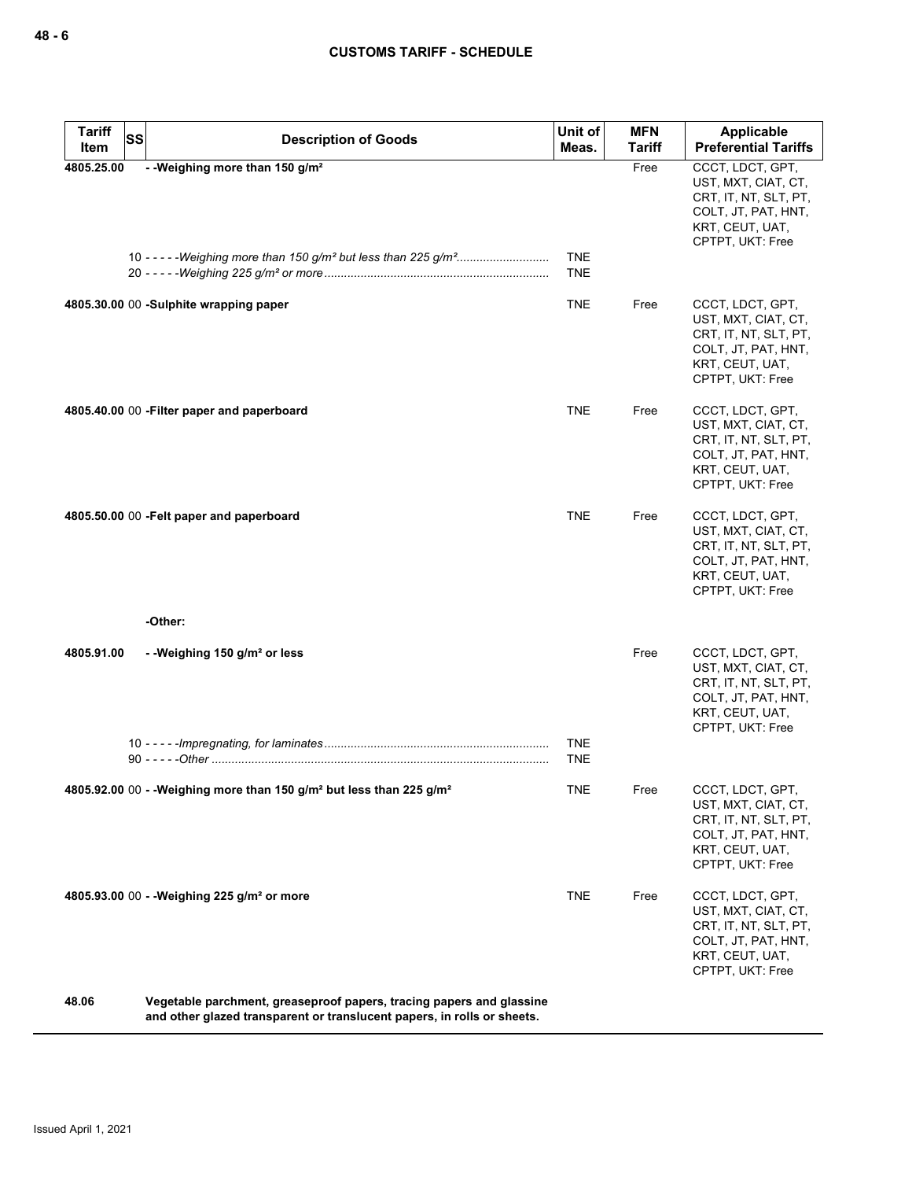| Tariff Item | SS | Description of Goods | Unit of Meas. | MFN Tariff | Applicable Preferential Tariffs |
|---|---|---|---|---|---|
| 4805.25.00 | | - -Weighing more than 150 g/m² | | Free | CCCT, LDCT, GPT, UST, MXT, CIAT, CT, CRT, IT, NT, SLT, PT, COLT, JT, PAT, HNT, KRT, CEUT, UAT, CPTPT, UKT: Free |
| | 10 | - - - - -*Weighing more than 150 g/m² but less than 225 g/m²* | TNE | | |
| | 20 | - - - - -*Weighing 225 g/m² or more* | TNE | | |
| 4805.30.00 | 00 | -Sulphite wrapping paper | TNE | Free | CCCT, LDCT, GPT, UST, MXT, CIAT, CT, CRT, IT, NT, SLT, PT, COLT, JT, PAT, HNT, KRT, CEUT, UAT, CPTPT, UKT: Free |
| 4805.40.00 | 00 | -Filter paper and paperboard | TNE | Free | CCCT, LDCT, GPT, UST, MXT, CIAT, CT, CRT, IT, NT, SLT, PT, COLT, JT, PAT, HNT, KRT, CEUT, UAT, CPTPT, UKT: Free |
| 4805.50.00 | 00 | -Felt paper and paperboard | TNE | Free | CCCT, LDCT, GPT, UST, MXT, CIAT, CT, CRT, IT, NT, SLT, PT, COLT, JT, PAT, HNT, KRT, CEUT, UAT, CPTPT, UKT: Free |
| | | -Other: | | | |
| 4805.91.00 | | - -Weighing 150 g/m² or less | | Free | CCCT, LDCT, GPT, UST, MXT, CIAT, CT, CRT, IT, NT, SLT, PT, COLT, JT, PAT, HNT, KRT, CEUT, UAT, CPTPT, UKT: Free |
| | 10 | - - - - -*Impregnating, for laminates* | TNE | | |
| | 90 | - - - - -*Other* | TNE | | |
| 4805.92.00 | 00 | - -Weighing more than 150 g/m² but less than 225 g/m² | TNE | Free | CCCT, LDCT, GPT, UST, MXT, CIAT, CT, CRT, IT, NT, SLT, PT, COLT, JT, PAT, HNT, KRT, CEUT, UAT, CPTPT, UKT: Free |
| 4805.93.00 | 00 | - -Weighing 225 g/m² or more | TNE | Free | CCCT, LDCT, GPT, UST, MXT, CIAT, CT, CRT, IT, NT, SLT, PT, COLT, JT, PAT, HNT, KRT, CEUT, UAT, CPTPT, UKT: Free |
| 48.06 | | Vegetable parchment, greaseproof papers, tracing papers and glassine and other glazed transparent or translucent papers, in rolls or sheets. | | | |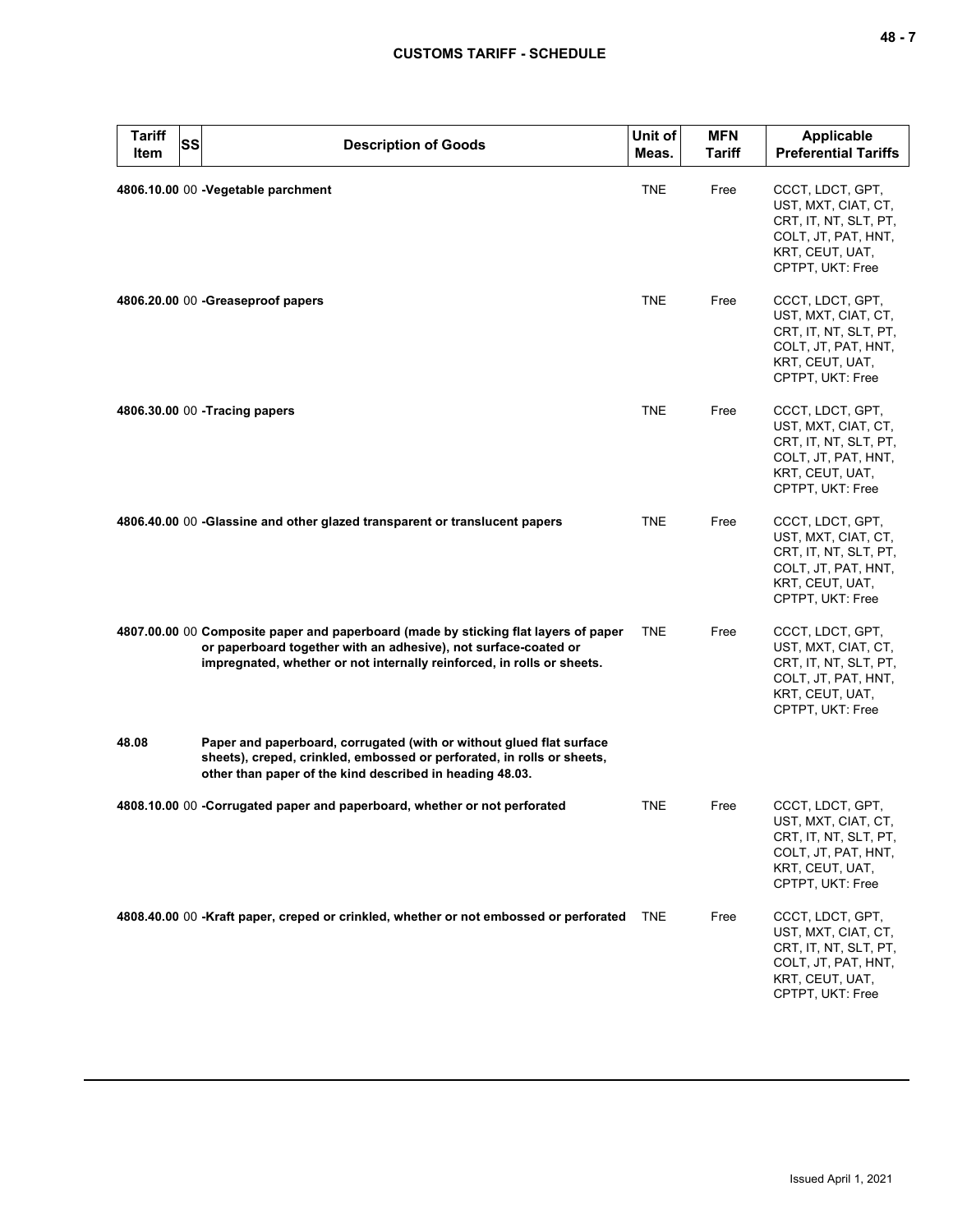| Tariff Item | SS | Description of Goods | Unit of Meas. | MFN Tariff | Applicable Preferential Tariffs |
|---|---|---|---|---|---|
| 4806.10.00 | 00 | **-Vegetable parchment** | TNE | Free | CCCT, LDCT, GPT, UST, MXT, CIAT, CT, CRT, IT, NT, SLT, PT, COLT, JT, PAT, HNT, KRT, CEUT, UAT, CPTPT, UKT: Free |
| 4806.20.00 | 00 | **-Greaseproof papers** | TNE | Free | CCCT, LDCT, GPT, UST, MXT, CIAT, CT, CRT, IT, NT, SLT, PT, COLT, JT, PAT, HNT, KRT, CEUT, UAT, CPTPT, UKT: Free |
| 4806.30.00 | 00 | **-Tracing papers** | TNE | Free | CCCT, LDCT, GPT, UST, MXT, CIAT, CT, CRT, IT, NT, SLT, PT, COLT, JT, PAT, HNT, KRT, CEUT, UAT, CPTPT, UKT: Free |
| 4806.40.00 | 00 | **-Glassine and other glazed transparent or translucent papers** | TNE | Free | CCCT, LDCT, GPT, UST, MXT, CIAT, CT, CRT, IT, NT, SLT, PT, COLT, JT, PAT, HNT, KRT, CEUT, UAT, CPTPT, UKT: Free |
| 4807.00.00 | 00 | **Composite paper and paperboard (made by sticking flat layers of paper or paperboard together with an adhesive), not surface-coated or impregnated, whether or not internally reinforced, in rolls or sheets.** | TNE | Free | CCCT, LDCT, GPT, UST, MXT, CIAT, CT, CRT, IT, NT, SLT, PT, COLT, JT, PAT, HNT, KRT, CEUT, UAT, CPTPT, UKT: Free |
| 48.08 | | **Paper and paperboard, corrugated (with or without glued flat surface sheets), creped, crinkled, embossed or perforated, in rolls or sheets, other than paper of the kind described in heading 48.03.** | | | |
| 4808.10.00 | 00 | **-Corrugated paper and paperboard, whether or not perforated** | TNE | Free | CCCT, LDCT, GPT, UST, MXT, CIAT, CT, CRT, IT, NT, SLT, PT, COLT, JT, PAT, HNT, KRT, CEUT, UAT, CPTPT, UKT: Free |
| 4808.40.00 | 00 | **-Kraft paper, creped or crinkled, whether or not embossed or perforated** | TNE | Free | CCCT, LDCT, GPT, UST, MXT, CIAT, CT, CRT, IT, NT, SLT, PT, COLT, JT, PAT, HNT, KRT, CEUT, UAT, CPTPT, UKT: Free |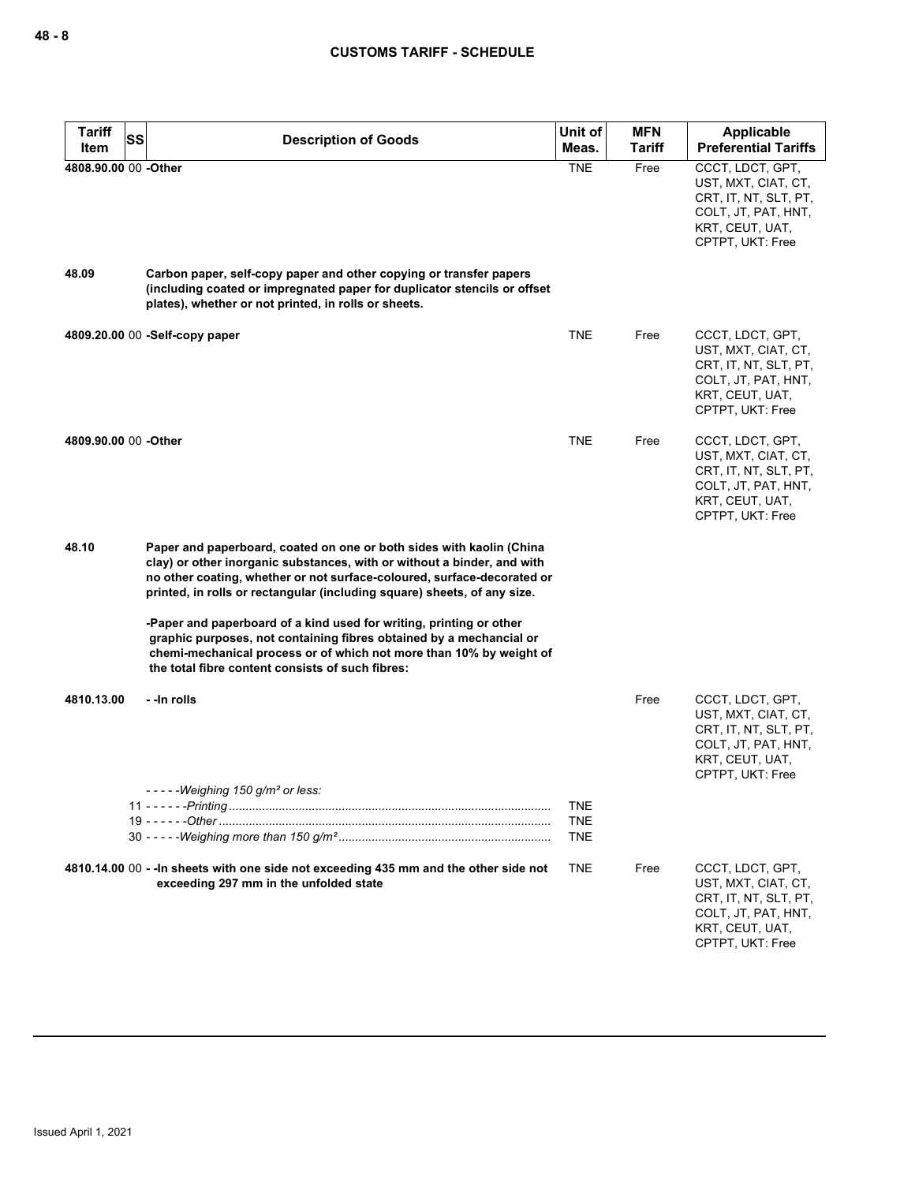| Tariff Item | SS | Description of Goods | Unit of Meas. | MFN Tariff | Applicable Preferential Tariffs |
|---|---|---|---|---|---|
| 4808.90.00 | 00 | -Other | TNE | Free | CCCT, LDCT, GPT, UST, MXT, CIAT, CT, CRT, IT, NT, SLT, PT, COLT, JT, PAT, HNT, KRT, CEUT, UAT, CPTPT, UKT: Free |
| 48.09 | | Carbon paper, self-copy paper and other copying or transfer papers (including coated or impregnated paper for duplicator stencils or offset plates), whether or not printed, in rolls or sheets. | | | |
| 4809.20.00 | 00 | -Self-copy paper | TNE | Free | CCCT, LDCT, GPT, UST, MXT, CIAT, CT, CRT, IT, NT, SLT, PT, COLT, JT, PAT, HNT, KRT, CEUT, UAT, CPTPT, UKT: Free |
| 4809.90.00 | 00 | -Other | TNE | Free | CCCT, LDCT, GPT, UST, MXT, CIAT, CT, CRT, IT, NT, SLT, PT, COLT, JT, PAT, HNT, KRT, CEUT, UAT, CPTPT, UKT: Free |
| 48.10 | | Paper and paperboard, coated on one or both sides with kaolin (China clay) or other inorganic substances, with or without a binder, and with no other coating, whether or not surface-coloured, surface-decorated or printed, in rolls or rectangular (including square) sheets, of any size. | | | |
| | | -Paper and paperboard of a kind used for writing, printing or other graphic purposes, not containing fibres obtained by a mechancial or chemi-mechanical process or of which not more than 10% by weight of the total fibre content consists of such fibres: | | | |
| 4810.13.00 | | - -In rolls | | Free | CCCT, LDCT, GPT, UST, MXT, CIAT, CT, CRT, IT, NT, SLT, PT, COLT, JT, PAT, HNT, KRT, CEUT, UAT, CPTPT, UKT: Free |
| | | - - - - -*Weighing 150 g/m² or less:* | | | |
| | 11 | - - - - - -*Printing* | TNE | | |
| | 19 | - - - - - -*Other* | TNE | | |
| | 30 | - - - - -*Weighing more than 150 g/m²* | TNE | | |
| 4810.14.00 | 00 | - -In sheets with one side not exceeding 435 mm and the other side not exceeding 297 mm in the unfolded state | TNE | Free | CCCT, LDCT, GPT, UST, MXT, CIAT, CT, CRT, IT, NT, SLT, PT, COLT, JT, PAT, HNT, KRT, CEUT, UAT, CPTPT, UKT: Free |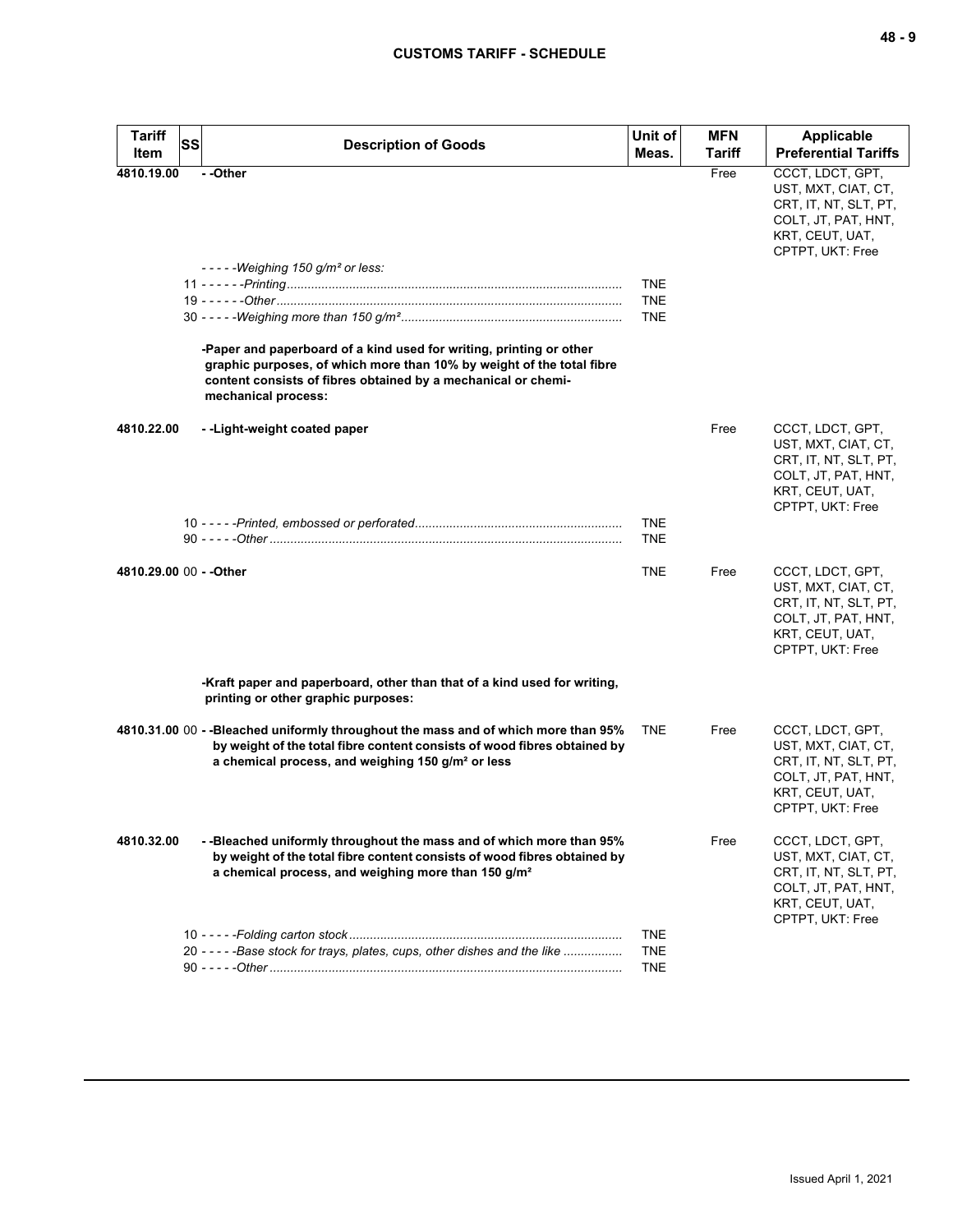| Tariff Item | SS | Description of Goods | Unit of Meas. | MFN Tariff | Applicable Preferential Tariffs |
|---|---|---|---|---|---|
| 4810.19.00 | | **- -Other** | | Free | CCCT, LDCT, GPT, UST, MXT, CIAT, CT, CRT, IT, NT, SLT, PT, COLT, JT, PAT, HNT, KRT, CEUT, UAT, CPTPT, UKT: Free |
| | | *- - - - -Weighing 150 g/m² or less:* | | | |
| | 11 | *- - - - - -Printing* | TNE | | |
| | 19 | *- - - - - -Other* | TNE | | |
| | 30 | *- - - - -Weighing more than 150 g/m²* | TNE | | |
| | | **-Paper and paperboard of a kind used for writing, printing or other graphic purposes, of which more than 10% by weight of the total fibre content consists of fibres obtained by a mechanical or chemi-mechanical process:** | | | |
| 4810.22.00 | | **- -Light-weight coated paper** | | Free | CCCT, LDCT, GPT, UST, MXT, CIAT, CT, CRT, IT, NT, SLT, PT, COLT, JT, PAT, HNT, KRT, CEUT, UAT, CPTPT, UKT: Free |
| | 10 | *- - - - -Printed, embossed or perforated* | TNE | | |
| | 90 | *- - - - -Other* | TNE | | |
| 4810.29.00 | 00 | **- -Other** | TNE | Free | CCCT, LDCT, GPT, UST, MXT, CIAT, CT, CRT, IT, NT, SLT, PT, COLT, JT, PAT, HNT, KRT, CEUT, UAT, CPTPT, UKT: Free |
| | | **-Kraft paper and paperboard, other than that of a kind used for writing, printing or other graphic purposes:** | | | |
| 4810.31.00 | 00 | **- -Bleached uniformly throughout the mass and of which more than 95% by weight of the total fibre content consists of wood fibres obtained by a chemical process, and weighing 150 g/m² or less** | TNE | Free | CCCT, LDCT, GPT, UST, MXT, CIAT, CT, CRT, IT, NT, SLT, PT, COLT, JT, PAT, HNT, KRT, CEUT, UAT, CPTPT, UKT: Free |
| 4810.32.00 | | **- -Bleached uniformly throughout the mass and of which more than 95% by weight of the total fibre content consists of wood fibres obtained by a chemical process, and weighing more than 150 g/m²** | | Free | CCCT, LDCT, GPT, UST, MXT, CIAT, CT, CRT, IT, NT, SLT, PT, COLT, JT, PAT, HNT, KRT, CEUT, UAT, CPTPT, UKT: Free |
| | 10 | *- - - - -Folding carton stock* | TNE | | |
| | 20 | *- - - - -Base stock for trays, plates, cups, other dishes and the like* | TNE | | |
| | 90 | *- - - - -Other* | TNE | | |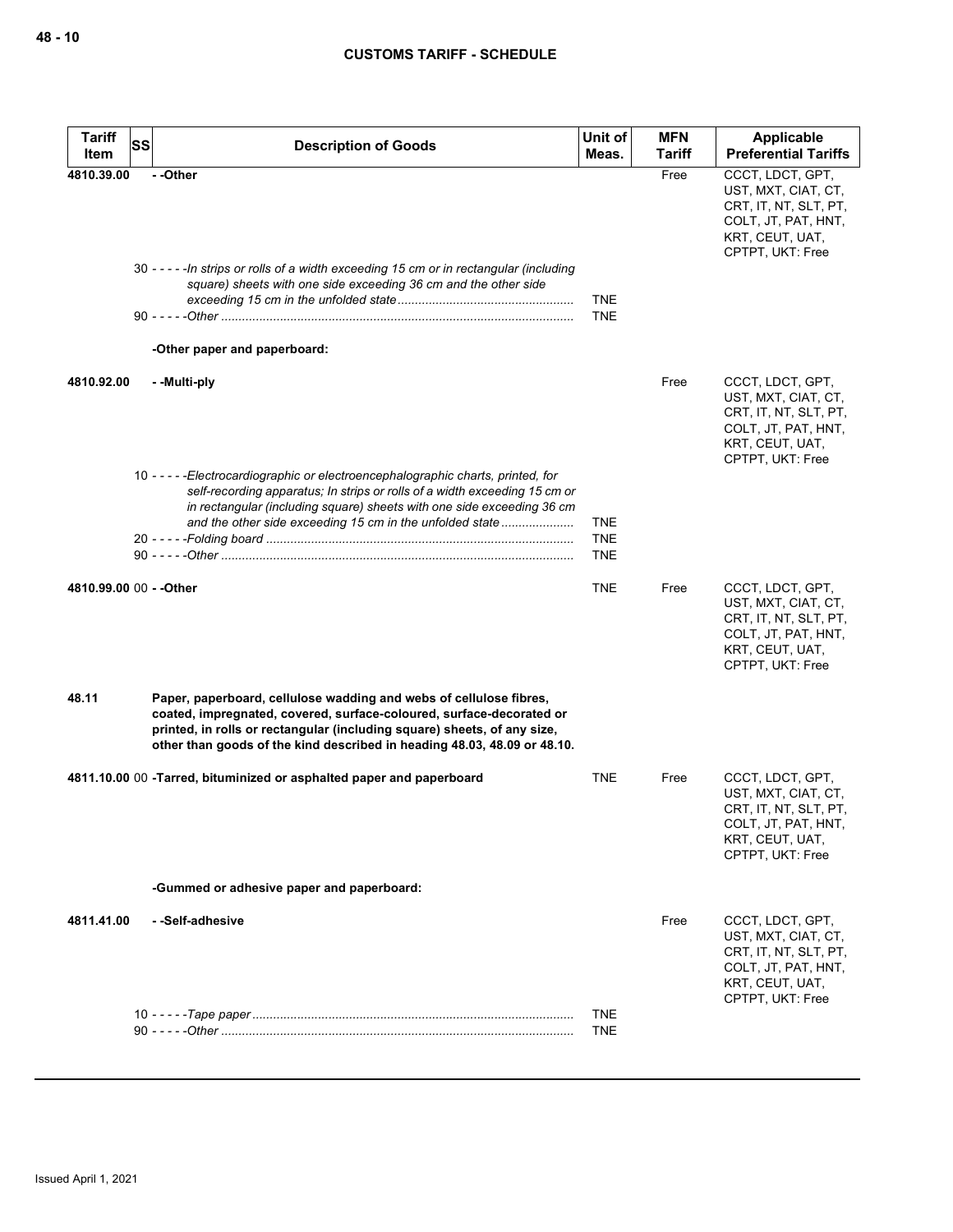| Tariff Item | SS | Description of Goods | Unit of Meas. | MFN Tariff | Applicable Preferential Tariffs |
|---|---|---|---|---|---|
| 4810.39.00 | | - -Other | | Free | CCCT, LDCT, GPT, UST, MXT, CIAT, CT, CRT, IT, NT, SLT, PT, COLT, JT, PAT, HNT, KRT, CEUT, UAT, CPTPT, UKT: Free |
| | 30 | - - - - -*In strips or rolls of a width exceeding 15 cm or in rectangular (including square) sheets with one side exceeding 36 cm and the other side exceeding 15 cm in the unfolded state* | TNE | | |
| | 90 | - - - - -*Other* | TNE | | |
| | | -Other paper and paperboard: | | | |
| 4810.92.00 | | - -Multi-ply | | Free | CCCT, LDCT, GPT, UST, MXT, CIAT, CT, CRT, IT, NT, SLT, PT, COLT, JT, PAT, HNT, KRT, CEUT, UAT, CPTPT, UKT: Free |
| | 10 | - - - - -*Electrocardiographic or electroencephalographic charts, printed, for self-recording apparatus; In strips or rolls of a width exceeding 15 cm or in rectangular (including square) sheets with one side exceeding 36 cm and the other side exceeding 15 cm in the unfolded state* | TNE | | |
| | 20 | - - - - -*Folding board* | TNE | | |
| | 90 | - - - - -*Other* | TNE | | |
| 4810.99.00 | 00 | - -Other | TNE | Free | CCCT, LDCT, GPT, UST, MXT, CIAT, CT, CRT, IT, NT, SLT, PT, COLT, JT, PAT, HNT, KRT, CEUT, UAT, CPTPT, UKT: Free |
| 48.11 | | **Paper, paperboard, cellulose wadding and webs of cellulose fibres, coated, impregnated, covered, surface-coloured, surface-decorated or printed, in rolls or rectangular (including square) sheets, of any size, other than goods of the kind described in heading 48.03, 48.09 or 48.10.** | | | |
| 4811.10.00 | 00 | -Tarred, bituminized or asphalted paper and paperboard | TNE | Free | CCCT, LDCT, GPT, UST, MXT, CIAT, CT, CRT, IT, NT, SLT, PT, COLT, JT, PAT, HNT, KRT, CEUT, UAT, CPTPT, UKT: Free |
| | | -Gummed or adhesive paper and paperboard: | | | |
| 4811.41.00 | | - -Self-adhesive | | Free | CCCT, LDCT, GPT, UST, MXT, CIAT, CT, CRT, IT, NT, SLT, PT, COLT, JT, PAT, HNT, KRT, CEUT, UAT, CPTPT, UKT: Free |
| | 10 | - - - - -*Tape paper* | TNE | | |
| | 90 | - - - - -*Other* | TNE | | |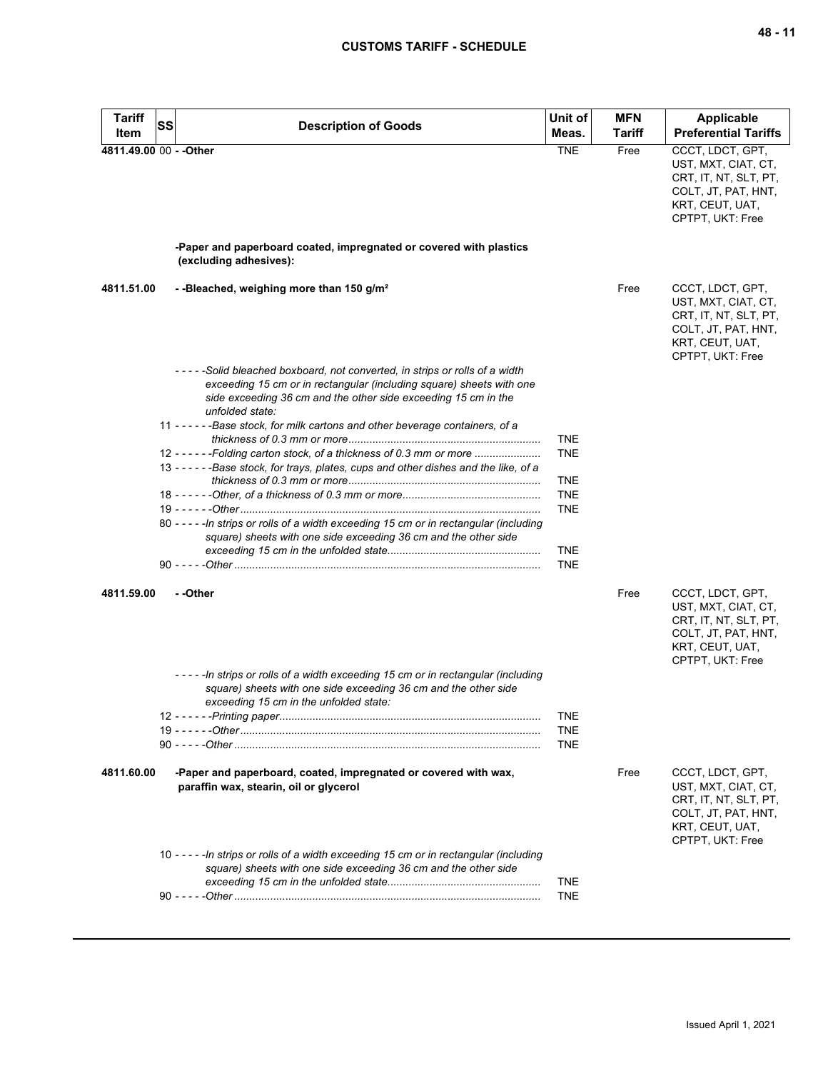| Tariff Item | SS | Description of Goods | Unit of Meas. | MFN Tariff | Applicable Preferential Tariffs |
|---|---|---|---|---|---|
| 4811.49.00 | 00 | - -Other | TNE | Free | CCCT, LDCT, GPT, UST, MXT, CIAT, CT, CRT, IT, NT, SLT, PT, COLT, JT, PAT, HNT, KRT, CEUT, UAT, CPTPT, UKT: Free |
| | | **-Paper and paperboard coated, impregnated or covered with plastics (excluding adhesives):** | | | |
| 4811.51.00 | | **- -Bleached, weighing more than 150 g/m²** | | Free | CCCT, LDCT, GPT, UST, MXT, CIAT, CT, CRT, IT, NT, SLT, PT, COLT, JT, PAT, HNT, KRT, CEUT, UAT, CPTPT, UKT: Free |
| | | *- - - - -Solid bleached boxboard, not converted, in strips or rolls of a width exceeding 15 cm or in rectangular (including square) sheets with one side exceeding 36 cm and the other side exceeding 15 cm in the unfolded state:* | | | |
| | 11 | *- - - - - -Base stock, for milk cartons and other beverage containers, of a thickness of 0.3 mm or more* | TNE | | |
| | 12 | *- - - - - -Folding carton stock, of a thickness of 0.3 mm or more* | TNE | | |
| | 13 | *- - - - - -Base stock, for trays, plates, cups and other dishes and the like, of a thickness of 0.3 mm or more* | TNE | | |
| | 18 | *- - - - - -Other, of a thickness of 0.3 mm or more* | TNE | | |
| | 19 | *- - - - - -Other* | TNE | | |
| | 80 | *- - - - -In strips or rolls of a width exceeding 15 cm or in rectangular (including square) sheets with one side exceeding 36 cm and the other side exceeding 15 cm in the unfolded state* | TNE | | |
| | 90 | *- - - - -Other* | TNE | | |
| 4811.59.00 | | **- -Other** | | Free | CCCT, LDCT, GPT, UST, MXT, CIAT, CT, CRT, IT, NT, SLT, PT, COLT, JT, PAT, HNT, KRT, CEUT, UAT, CPTPT, UKT: Free |
| | | *- - - - -In strips or rolls of a width exceeding 15 cm or in rectangular (including square) sheets with one side exceeding 36 cm and the other side exceeding 15 cm in the unfolded state:* | | | |
| | 12 | *- - - - - -Printing paper* | TNE | | |
| | 19 | *- - - - - -Other* | TNE | | |
| | 90 | *- - - - -Other* | TNE | | |
| 4811.60.00 | | **-Paper and paperboard, coated, impregnated or covered with wax, paraffin wax, stearin, oil or glycerol** | | Free | CCCT, LDCT, GPT, UST, MXT, CIAT, CT, CRT, IT, NT, SLT, PT, COLT, JT, PAT, HNT, KRT, CEUT, UAT, CPTPT, UKT: Free |
| | 10 | *- - - - -In strips or rolls of a width exceeding 15 cm or in rectangular (including square) sheets with one side exceeding 36 cm and the other side exceeding 15 cm in the unfolded state* | TNE | | |
| | 90 | *- - - - -Other* | TNE | | |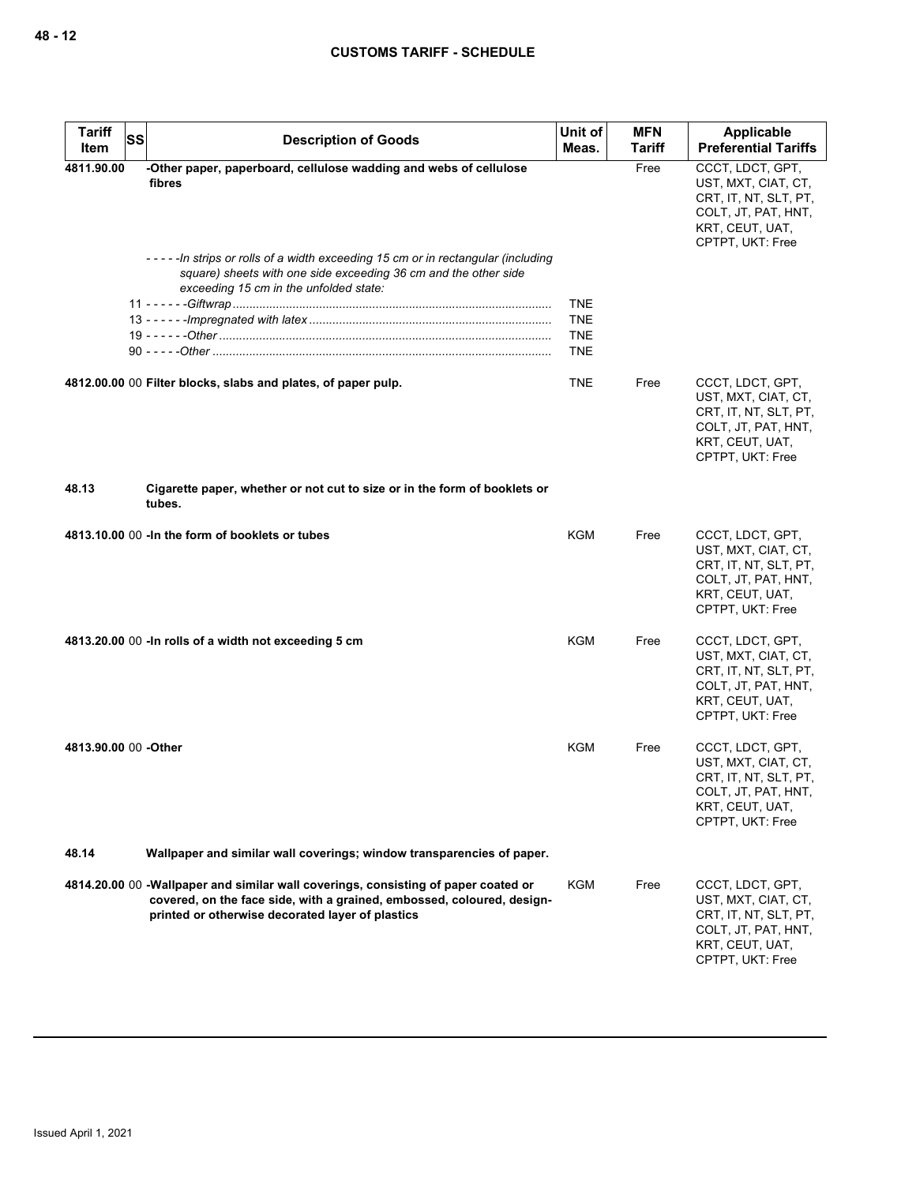| Tariff Item | SS | Description of Goods | Unit of Meas. | MFN Tariff | Applicable Preferential Tariffs |
|---|---|---|---|---|---|
| 4811.90.00 | | -Other paper, paperboard, cellulose wadding and webs of cellulose fibres | | Free | CCCT, LDCT, GPT, UST, MXT, CIAT, CT, CRT, IT, NT, SLT, PT, COLT, JT, PAT, HNT, KRT, CEUT, UAT, CPTPT, UKT: Free |
| | | - - - - -In strips or rolls of a width exceeding 15 cm or in rectangular (including square) sheets with one side exceeding 36 cm and the other side exceeding 15 cm in the unfolded state: | | | |
| | 11 | - - - - - -Giftwrap | TNE | | |
| | 13 | - - - - - -Impregnated with latex | TNE | | |
| | 19 | - - - - - -Other | TNE | | |
| | 90 | - - - - -Other | TNE | | |
| 4812.00.00 | 00 | Filter blocks, slabs and plates, of paper pulp. | TNE | Free | CCCT, LDCT, GPT, UST, MXT, CIAT, CT, CRT, IT, NT, SLT, PT, COLT, JT, PAT, HNT, KRT, CEUT, UAT, CPTPT, UKT: Free |
| 48.13 | | Cigarette paper, whether or not cut to size or in the form of booklets or tubes. | | | |
| 4813.10.00 | 00 | -In the form of booklets or tubes | KGM | Free | CCCT, LDCT, GPT, UST, MXT, CIAT, CT, CRT, IT, NT, SLT, PT, COLT, JT, PAT, HNT, KRT, CEUT, UAT, CPTPT, UKT: Free |
| 4813.20.00 | 00 | -In rolls of a width not exceeding 5 cm | KGM | Free | CCCT, LDCT, GPT, UST, MXT, CIAT, CT, CRT, IT, NT, SLT, PT, COLT, JT, PAT, HNT, KRT, CEUT, UAT, CPTPT, UKT: Free |
| 4813.90.00 | 00 | -Other | KGM | Free | CCCT, LDCT, GPT, UST, MXT, CIAT, CT, CRT, IT, NT, SLT, PT, COLT, JT, PAT, HNT, KRT, CEUT, UAT, CPTPT, UKT: Free |
| 48.14 | | Wallpaper and similar wall coverings; window transparencies of paper. | | | |
| 4814.20.00 | 00 | -Wallpaper and similar wall coverings, consisting of paper coated or covered, on the face side, with a grained, embossed, coloured, design-printed or otherwise decorated layer of plastics | KGM | Free | CCCT, LDCT, GPT, UST, MXT, CIAT, CT, CRT, IT, NT, SLT, PT, COLT, JT, PAT, HNT, KRT, CEUT, UAT, CPTPT, UKT: Free |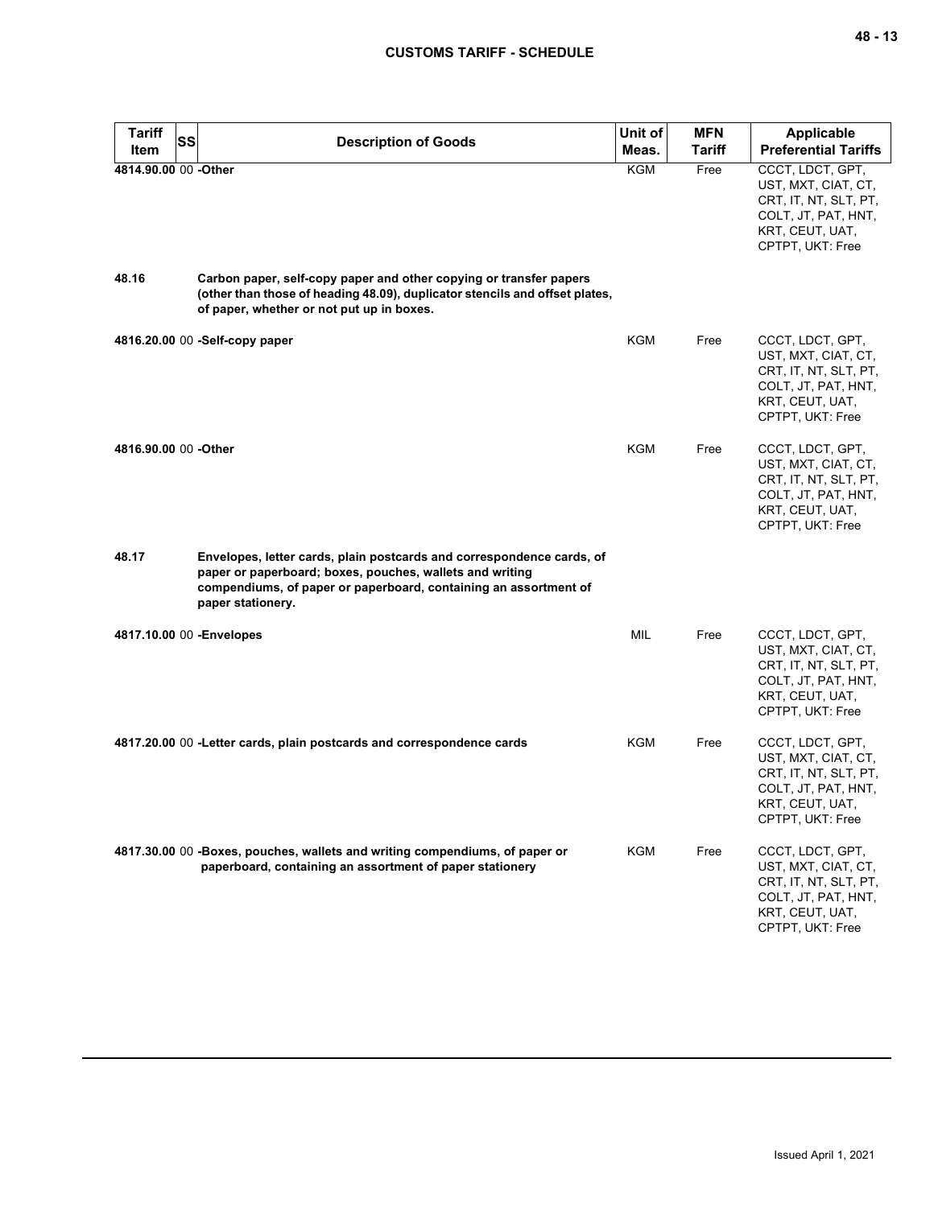| Tariff Item | SS | Description of Goods | Unit of Meas. | MFN Tariff | Applicable Preferential Tariffs |
|---|---|---|---|---|---|
| 4814.90.00 | 00 | **-Other** | KGM | Free | CCCT, LDCT, GPT, UST, MXT, CIAT, CT, CRT, IT, NT, SLT, PT, COLT, JT, PAT, HNT, KRT, CEUT, UAT, CPTPT, UKT: Free |
| **48.16** | | **Carbon paper, self-copy paper and other copying or transfer papers (other than those of heading 48.09), duplicator stencils and offset plates, of paper, whether or not put up in boxes.** | | | |
| 4816.20.00 | 00 | **-Self-copy paper** | KGM | Free | CCCT, LDCT, GPT, UST, MXT, CIAT, CT, CRT, IT, NT, SLT, PT, COLT, JT, PAT, HNT, KRT, CEUT, UAT, CPTPT, UKT: Free |
| 4816.90.00 | 00 | **-Other** | KGM | Free | CCCT, LDCT, GPT, UST, MXT, CIAT, CT, CRT, IT, NT, SLT, PT, COLT, JT, PAT, HNT, KRT, CEUT, UAT, CPTPT, UKT: Free |
| **48.17** | | **Envelopes, letter cards, plain postcards and correspondence cards, of paper or paperboard; boxes, pouches, wallets and writing compendiums, of paper or paperboard, containing an assortment of paper stationery.** | | | |
| 4817.10.00 | 00 | **-Envelopes** | MIL | Free | CCCT, LDCT, GPT, UST, MXT, CIAT, CT, CRT, IT, NT, SLT, PT, COLT, JT, PAT, HNT, KRT, CEUT, UAT, CPTPT, UKT: Free |
| 4817.20.00 | 00 | **-Letter cards, plain postcards and correspondence cards** | KGM | Free | CCCT, LDCT, GPT, UST, MXT, CIAT, CT, CRT, IT, NT, SLT, PT, COLT, JT, PAT, HNT, KRT, CEUT, UAT, CPTPT, UKT: Free |
| 4817.30.00 | 00 | **-Boxes, pouches, wallets and writing compendiums, of paper or paperboard, containing an assortment of paper stationery** | KGM | Free | CCCT, LDCT, GPT, UST, MXT, CIAT, CT, CRT, IT, NT, SLT, PT, COLT, JT, PAT, HNT, KRT, CEUT, UAT, CPTPT, UKT: Free |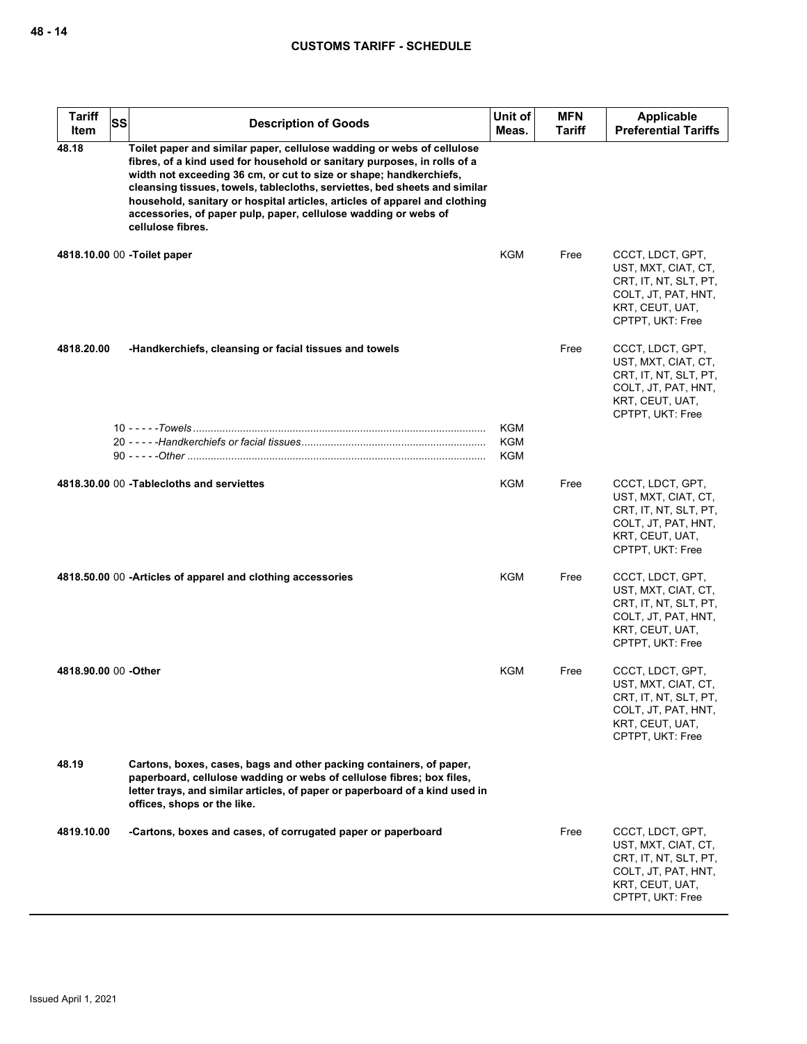| Tariff Item | SS | Description of Goods | Unit of Meas. | MFN Tariff | Applicable Preferential Tariffs |
|---|---|---|---|---|---|
| 48.18 | | **Toilet paper and similar paper, cellulose wadding or webs of cellulose fibres, of a kind used for household or sanitary purposes, in rolls of a width not exceeding 36 cm, or cut to size or shape; handkerchiefs, cleansing tissues, towels, tablecloths, serviettes, bed sheets and similar household, sanitary or hospital articles, articles of apparel and clothing accessories, of paper pulp, paper, cellulose wadding or webs of cellulose fibres.** | | | |
| 4818.10.00 | 00 | **-Toilet paper** | KGM | Free | CCCT, LDCT, GPT, UST, MXT, CIAT, CT, CRT, IT, NT, SLT, PT, COLT, JT, PAT, HNT, KRT, CEUT, UAT, CPTPT, UKT: Free |
| 4818.20.00 | | **-Handkerchiefs, cleansing or facial tissues and towels** | | Free | CCCT, LDCT, GPT, UST, MXT, CIAT, CT, CRT, IT, NT, SLT, PT, COLT, JT, PAT, HNT, KRT, CEUT, UAT, CPTPT, UKT: Free |
| | 10 | - - - - -*Towels* | KGM | | |
| | 20 | - - - - -*Handkerchiefs or facial tissues* | KGM | | |
| | 90 | - - - - -*Other* | KGM | | |
| 4818.30.00 | 00 | **-Tablecloths and serviettes** | KGM | Free | CCCT, LDCT, GPT, UST, MXT, CIAT, CT, CRT, IT, NT, SLT, PT, COLT, JT, PAT, HNT, KRT, CEUT, UAT, CPTPT, UKT: Free |
| 4818.50.00 | 00 | **-Articles of apparel and clothing accessories** | KGM | Free | CCCT, LDCT, GPT, UST, MXT, CIAT, CT, CRT, IT, NT, SLT, PT, COLT, JT, PAT, HNT, KRT, CEUT, UAT, CPTPT, UKT: Free |
| 4818.90.00 | 00 | **-Other** | KGM | Free | CCCT, LDCT, GPT, UST, MXT, CIAT, CT, CRT, IT, NT, SLT, PT, COLT, JT, PAT, HNT, KRT, CEUT, UAT, CPTPT, UKT: Free |
| 48.19 | | **Cartons, boxes, cases, bags and other packing containers, of paper, paperboard, cellulose wadding or webs of cellulose fibres; box files, letter trays, and similar articles, of paper or paperboard of a kind used in offices, shops or the like.** | | | |
| 4819.10.00 | | **-Cartons, boxes and cases, of corrugated paper or paperboard** | | Free | CCCT, LDCT, GPT, UST, MXT, CIAT, CT, CRT, IT, NT, SLT, PT, COLT, JT, PAT, HNT, KRT, CEUT, UAT, CPTPT, UKT: Free |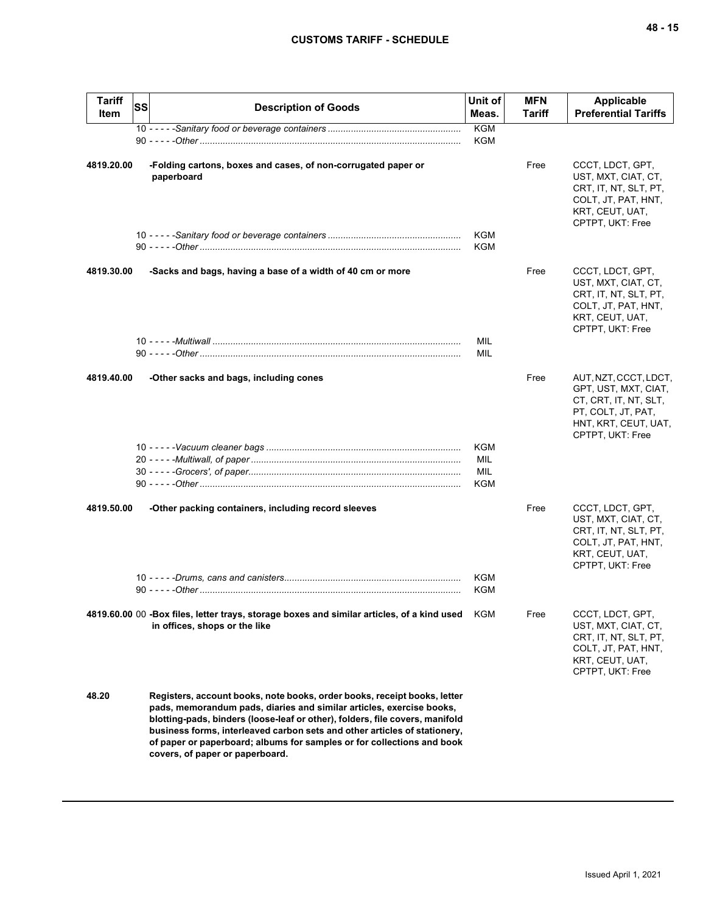| Tariff Item | SS | Description of Goods | Unit of Meas. | MFN Tariff | Applicable Preferential Tariffs |
|---|---|---|---|---|---|
| | | 10 - - - - -*Sanitary food or beverage containers* | KGM | | |
| | | 90 - - - - -*Other* | KGM | | |
| **4819.20.00** | | **-Folding cartons, boxes and cases, of non-corrugated paper or paperboard** | | Free | CCCT, LDCT, GPT, UST, MXT, CIAT, CT, CRT, IT, NT, SLT, PT, COLT, JT, PAT, HNT, KRT, CEUT, UAT, CPTPT, UKT: Free |
| | | 10 - - - - -*Sanitary food or beverage containers* | KGM | | |
| | | 90 - - - - -*Other* | KGM | | |
| **4819.30.00** | | **-Sacks and bags, having a base of a width of 40 cm or more** | | Free | CCCT, LDCT, GPT, UST, MXT, CIAT, CT, CRT, IT, NT, SLT, PT, COLT, JT, PAT, HNT, KRT, CEUT, UAT, CPTPT, UKT: Free |
| | | 10 - - - - -*Multiwall* | MIL | | |
| | | 90 - - - - -*Other* | MIL | | |
| **4819.40.00** | | **-Other sacks and bags, including cones** | | Free | AUT, NZT, CCCT, LDCT, GPT, UST, MXT, CIAT, CT, CRT, IT, NT, SLT, PT, COLT, JT, PAT, HNT, KRT, CEUT, UAT, CPTPT, UKT: Free |
| | | 10 - - - - -*Vacuum cleaner bags* | KGM | | |
| | | 20 - - - - -*Multiwall, of paper* | MIL | | |
| | | 30 - - - - -*Grocers', of paper* | MIL | | |
| | | 90 - - - - -*Other* | KGM | | |
| **4819.50.00** | | **-Other packing containers, including record sleeves** | | Free | CCCT, LDCT, GPT, UST, MXT, CIAT, CT, CRT, IT, NT, SLT, PT, COLT, JT, PAT, HNT, KRT, CEUT, UAT, CPTPT, UKT: Free |
| | | 10 - - - - -*Drums, cans and canisters* | KGM | | |
| | | 90 - - - - -*Other* | KGM | | |
| **4819.60.00** | 00 | **-Box files, letter trays, storage boxes and similar articles, of a kind used in offices, shops or the like** | KGM | Free | CCCT, LDCT, GPT, UST, MXT, CIAT, CT, CRT, IT, NT, SLT, PT, COLT, JT, PAT, HNT, KRT, CEUT, UAT, CPTPT, UKT: Free |
| **48.20** | | **Registers, account books, note books, order books, receipt books, letter pads, memorandum pads, diaries and similar articles, exercise books, blotting-pads, binders (loose-leaf or other), folders, file covers, manifold business forms, interleaved carbon sets and other articles of stationery, of paper or paperboard; albums for samples or for collections and book covers, of paper or paperboard.** | | | |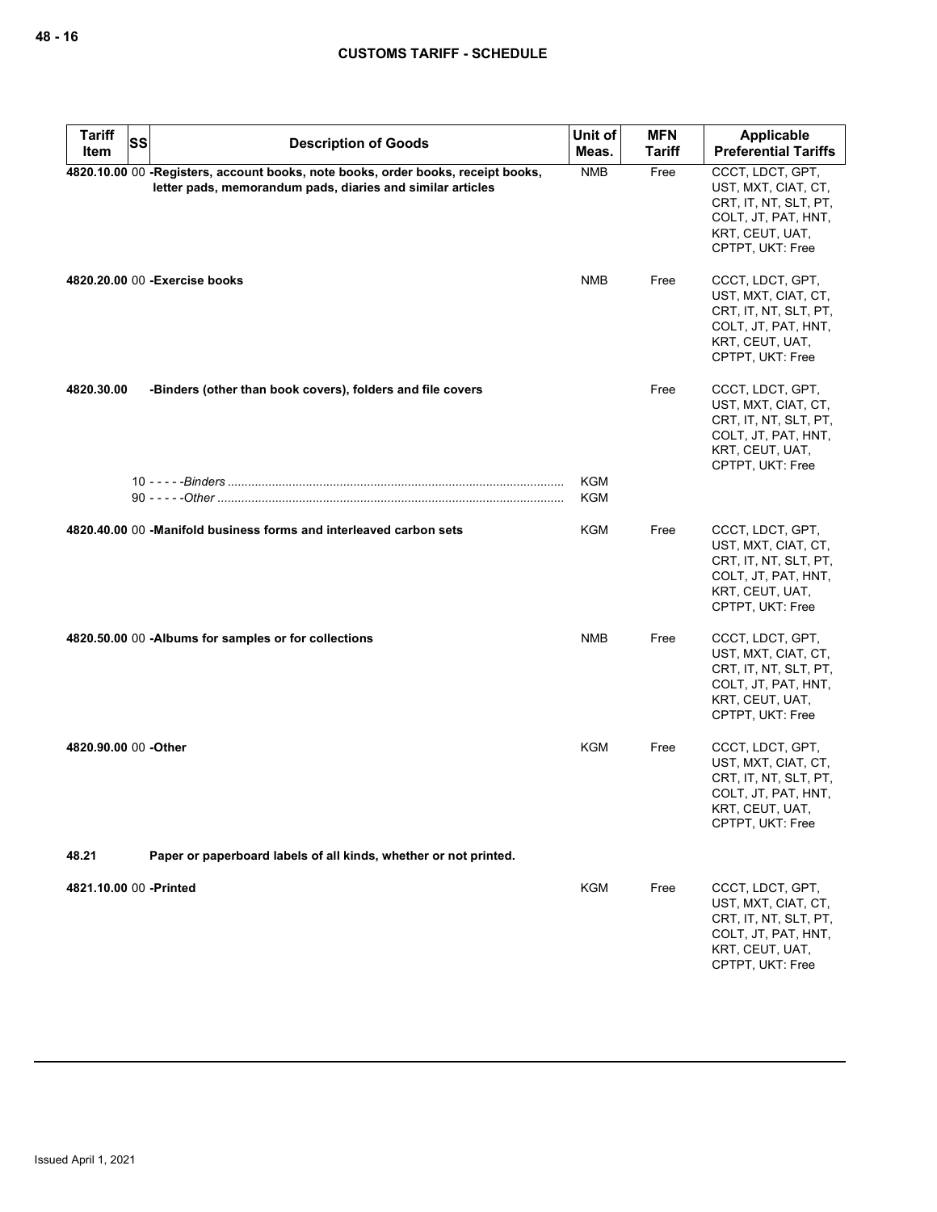| Tariff Item | SS | Description of Goods | Unit of Meas. | MFN Tariff | Applicable Preferential Tariffs |
|---|---|---|---|---|---|
| 4820.10.00 | 00 | **-Registers, account books, note books, order books, receipt books, letter pads, memorandum pads, diaries and similar articles** | NMB | Free | CCCT, LDCT, GPT, UST, MXT, CIAT, CT, CRT, IT, NT, SLT, PT, COLT, JT, PAT, HNT, KRT, CEUT, UAT, CPTPT, UKT: Free |
| 4820.20.00 | 00 | **-Exercise books** | NMB | Free | CCCT, LDCT, GPT, UST, MXT, CIAT, CT, CRT, IT, NT, SLT, PT, COLT, JT, PAT, HNT, KRT, CEUT, UAT, CPTPT, UKT: Free |
| 4820.30.00 | | **-Binders (other than book covers), folders and file covers** | | Free | CCCT, LDCT, GPT, UST, MXT, CIAT, CT, CRT, IT, NT, SLT, PT, COLT, JT, PAT, HNT, KRT, CEUT, UAT, CPTPT, UKT: Free |
| | 10 | - - - - -*Binders* | KGM | | |
| | 90 | - - - - -*Other* | KGM | | |
| 4820.40.00 | 00 | **-Manifold business forms and interleaved carbon sets** | KGM | Free | CCCT, LDCT, GPT, UST, MXT, CIAT, CT, CRT, IT, NT, SLT, PT, COLT, JT, PAT, HNT, KRT, CEUT, UAT, CPTPT, UKT: Free |
| 4820.50.00 | 00 | **-Albums for samples or for collections** | NMB | Free | CCCT, LDCT, GPT, UST, MXT, CIAT, CT, CRT, IT, NT, SLT, PT, COLT, JT, PAT, HNT, KRT, CEUT, UAT, CPTPT, UKT: Free |
| 4820.90.00 | 00 | **-Other** | KGM | Free | CCCT, LDCT, GPT, UST, MXT, CIAT, CT, CRT, IT, NT, SLT, PT, COLT, JT, PAT, HNT, KRT, CEUT, UAT, CPTPT, UKT: Free |
| **48.21** | | **Paper or paperboard labels of all kinds, whether or not printed.** | | | |
| 4821.10.00 | 00 | **-Printed** | KGM | Free | CCCT, LDCT, GPT, UST, MXT, CIAT, CT, CRT, IT, NT, SLT, PT, COLT, JT, PAT, HNT, KRT, CEUT, UAT, CPTPT, UKT: Free |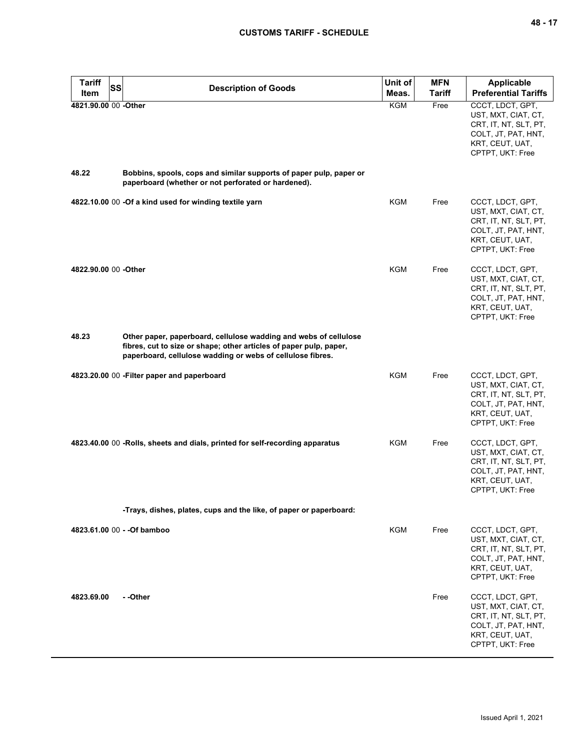| Tariff Item | SS | Description of Goods | Unit of Meas. | MFN Tariff | Applicable Preferential Tariffs |
|---|---|---|---|---|---|
| 4821.90.00 | 00 | -Other | KGM | Free | CCCT, LDCT, GPT, UST, MXT, CIAT, CT, CRT, IT, NT, SLT, PT, COLT, JT, PAT, HNT, KRT, CEUT, UAT, CPTPT, UKT: Free |
| 48.22 | | Bobbins, spools, cops and similar supports of paper pulp, paper or paperboard (whether or not perforated or hardened). | | | |
| 4822.10.00 | 00 | -Of a kind used for winding textile yarn | KGM | Free | CCCT, LDCT, GPT, UST, MXT, CIAT, CT, CRT, IT, NT, SLT, PT, COLT, JT, PAT, HNT, KRT, CEUT, UAT, CPTPT, UKT: Free |
| 4822.90.00 | 00 | -Other | KGM | Free | CCCT, LDCT, GPT, UST, MXT, CIAT, CT, CRT, IT, NT, SLT, PT, COLT, JT, PAT, HNT, KRT, CEUT, UAT, CPTPT, UKT: Free |
| 48.23 | | Other paper, paperboard, cellulose wadding and webs of cellulose fibres, cut to size or shape; other articles of paper pulp, paper, paperboard, cellulose wadding or webs of cellulose fibres. | | | |
| 4823.20.00 | 00 | -Filter paper and paperboard | KGM | Free | CCCT, LDCT, GPT, UST, MXT, CIAT, CT, CRT, IT, NT, SLT, PT, COLT, JT, PAT, HNT, KRT, CEUT, UAT, CPTPT, UKT: Free |
| 4823.40.00 | 00 | -Rolls, sheets and dials, printed for self-recording apparatus | KGM | Free | CCCT, LDCT, GPT, UST, MXT, CIAT, CT, CRT, IT, NT, SLT, PT, COLT, JT, PAT, HNT, KRT, CEUT, UAT, CPTPT, UKT: Free |
| | | -Trays, dishes, plates, cups and the like, of paper or paperboard: | | | |
| 4823.61.00 | 00 | - -Of bamboo | KGM | Free | CCCT, LDCT, GPT, UST, MXT, CIAT, CT, CRT, IT, NT, SLT, PT, COLT, JT, PAT, HNT, KRT, CEUT, UAT, CPTPT, UKT: Free |
| 4823.69.00 | | - -Other | | Free | CCCT, LDCT, GPT, UST, MXT, CIAT, CT, CRT, IT, NT, SLT, PT, COLT, JT, PAT, HNT, KRT, CEUT, UAT, CPTPT, UKT: Free |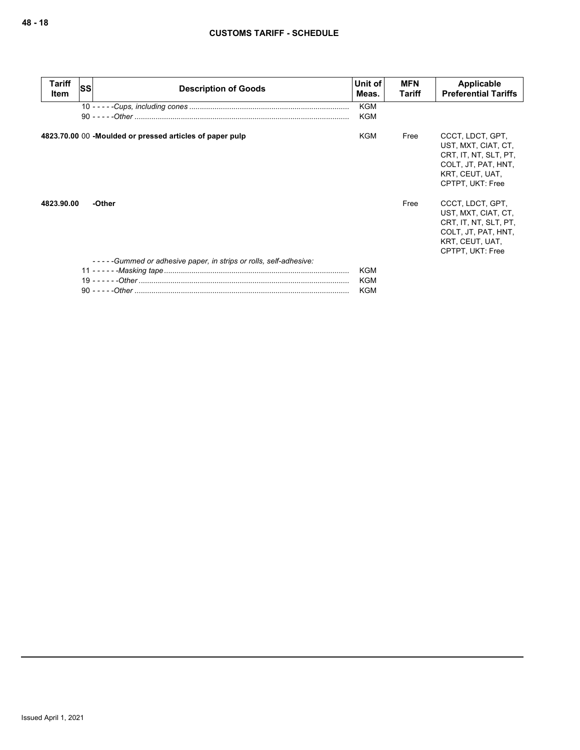| Tariff Item | SS | Description of Goods | Unit of Meas. | MFN Tariff | Applicable Preferential Tariffs |
|---|---|---|---|---|---|
| | 10 | - - - - -*Cups, including cones* | KGM | | |
| | 90 | - - - - -*Other* | KGM | | |
| **4823.70.00** | 00 | **-Moulded or pressed articles of paper pulp** | KGM | Free | CCCT, LDCT, GPT, UST, MXT, CIAT, CT, CRT, IT, NT, SLT, PT, COLT, JT, PAT, HNT, KRT, CEUT, UAT, CPTPT, UKT: Free |
| **4823.90.00** | | **-Other** | | Free | CCCT, LDCT, GPT, UST, MXT, CIAT, CT, CRT, IT, NT, SLT, PT, COLT, JT, PAT, HNT, KRT, CEUT, UAT, CPTPT, UKT: Free |
| | | - - - - -*Gummed or adhesive paper, in strips or rolls, self-adhesive:* | | | |
| | 11 | - - - - - -*Masking tape* | KGM | | |
| | 19 | - - - - - -*Other* | KGM | | |
| | 90 | - - - - -*Other* | KGM | | |